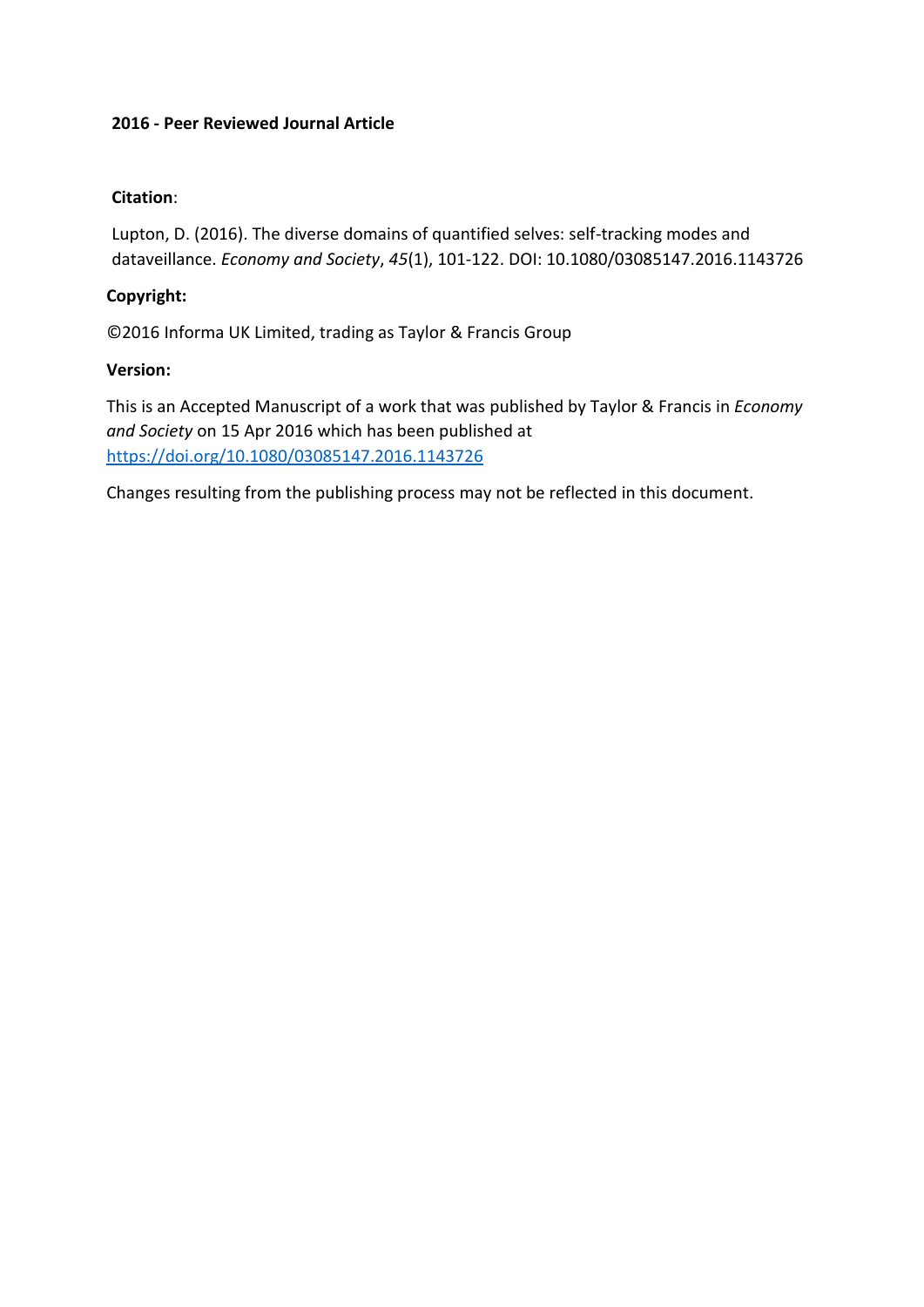**2016 - Peer Reviewed Journal Article**

**Citation**:

Lupton, D. (2016). The diverse domains of quantified selves: self-tracking modes and dataveillance. *Economy and Society*, *45*(1), 101-122. DOI: 10.1080/03085147.2016.1143726

**Copyright:**

©2016 Informa UK Limited, trading as Taylor & Francis Group

**Version:**

This is an Accepted Manuscript of a work that was published by Taylor & Francis in *Economy and Society* on 15 Apr 2016 which has been published at https://doi.org/10.1080/03085147.2016.1143726

Changes resulting from the publishing process may not be reflected in this document.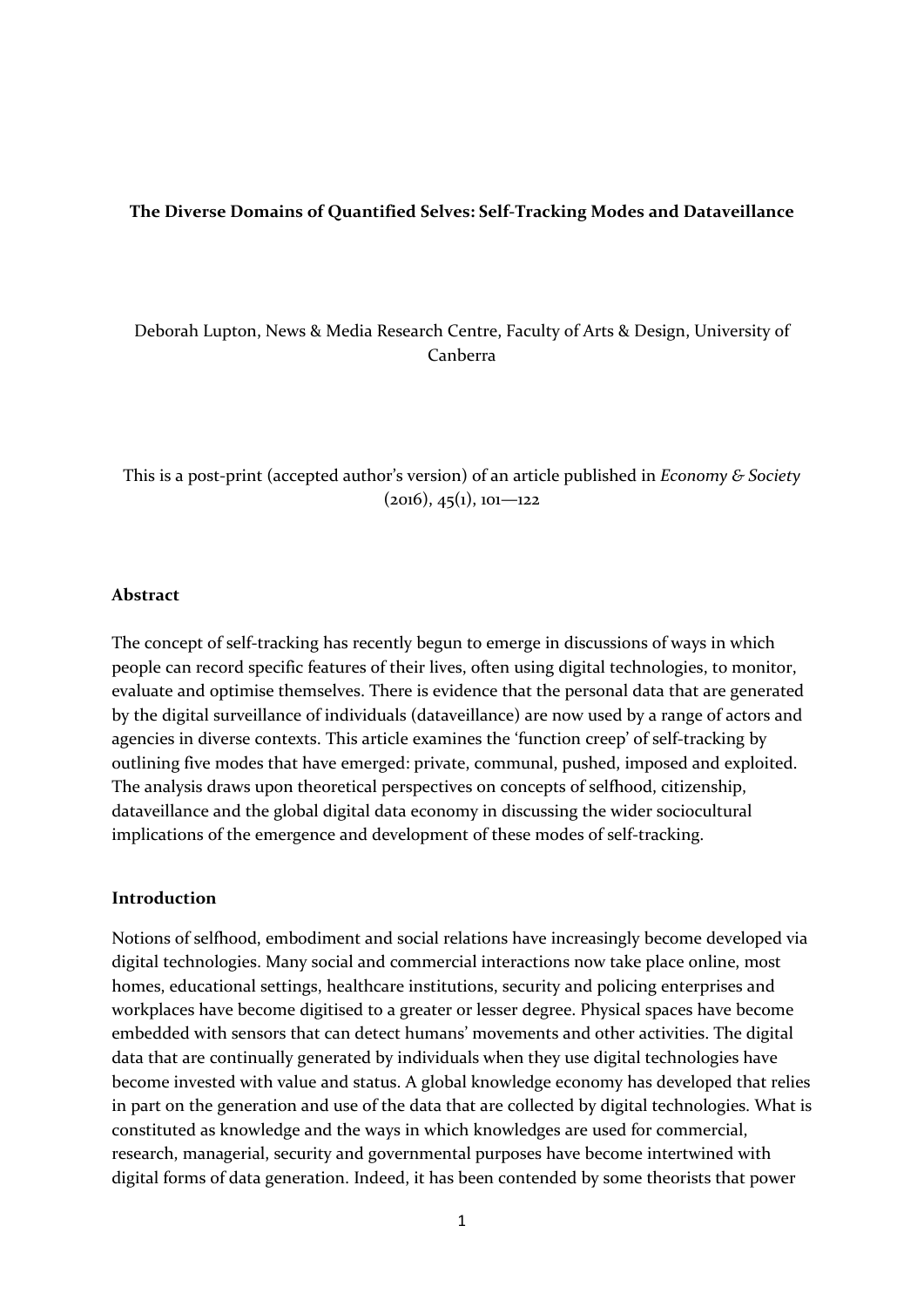**The Diverse Domains of Quantified Selves: Self-Tracking Modes and Dataveillance**

Deborah Lupton, News & Media Research Centre, Faculty of Arts & Design, University of Canberra

This is a post-print (accepted author's version) of an article published in *Economy & Society* (2016), 45(1), 101—122

### Abstract

The concept of self-tracking has recently begun to emerge in discussions of ways in which people can record specific features of their lives, often using digital technologies, to monitor, evaluate and optimise themselves. There is evidence that the personal data that are generated by the digital surveillance of individuals (dataveillance) are now used by a range of actors and agencies in diverse contexts. This article examines the 'function creep' of self-tracking by outlining five modes that have emerged: private, communal, pushed, imposed and exploited. The analysis draws upon theoretical perspectives on concepts of selfhood, citizenship, dataveillance and the global digital data economy in discussing the wider sociocultural implications of the emergence and development of these modes of self-tracking.

### Introduction

Notions of selfhood, embodiment and social relations have increasingly become developed via digital technologies. Many social and commercial interactions now take place online, most homes, educational settings, healthcare institutions, security and policing enterprises and workplaces have become digitised to a greater or lesser degree. Physical spaces have become embedded with sensors that can detect humans' movements and other activities. The digital data that are continually generated by individuals when they use digital technologies have become invested with value and status. A global knowledge economy has developed that relies in part on the generation and use of the data that are collected by digital technologies. What is constituted as knowledge and the ways in which knowledges are used for commercial, research, managerial, security and governmental purposes have become intertwined with digital forms of data generation. Indeed, it has been contended by some theorists that power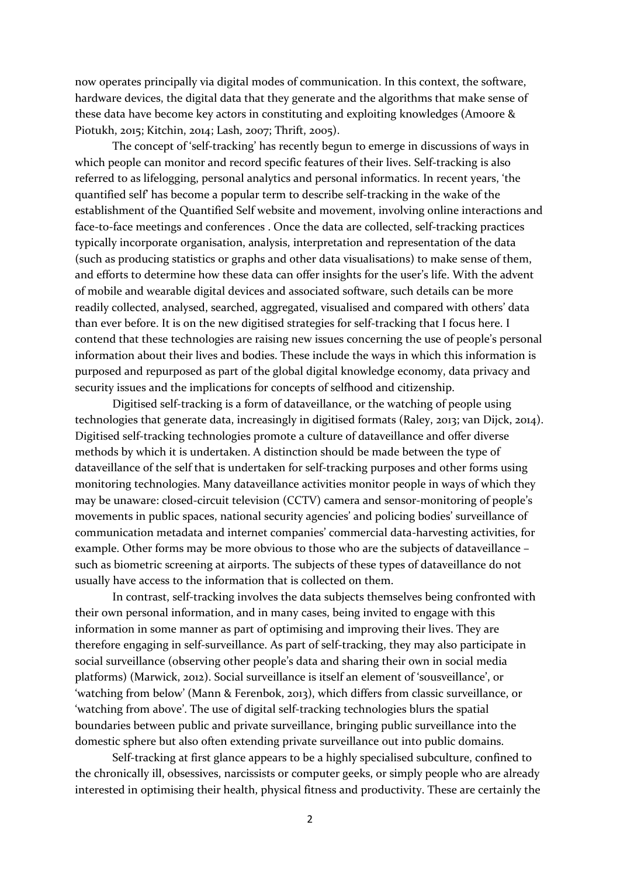now operates principally via digital modes of communication. In this context, the software, hardware devices, the digital data that they generate and the algorithms that make sense of these data have become key actors in constituting and exploiting knowledges (Amoore & Piotukh, 2015; Kitchin, 2014; Lash, 2007; Thrift, 2005).

The concept of 'self-tracking' has recently begun to emerge in discussions of ways in which people can monitor and record specific features of their lives. Self-tracking is also referred to as lifelogging, personal analytics and personal informatics. In recent years, 'the quantified self' has become a popular term to describe self-tracking in the wake of the establishment of the Quantified Self website and movement, involving online interactions and face-to-face meetings and conferences . Once the data are collected, self-tracking practices typically incorporate organisation, analysis, interpretation and representation of the data (such as producing statistics or graphs and other data visualisations) to make sense of them, and efforts to determine how these data can offer insights for the user's life. With the advent of mobile and wearable digital devices and associated software, such details can be more readily collected, analysed, searched, aggregated, visualised and compared with others' data than ever before. It is on the new digitised strategies for self-tracking that I focus here. I contend that these technologies are raising new issues concerning the use of people's personal information about their lives and bodies. These include the ways in which this information is purposed and repurposed as part of the global digital knowledge economy, data privacy and security issues and the implications for concepts of selfhood and citizenship.

Digitised self-tracking is a form of dataveillance, or the watching of people using technologies that generate data, increasingly in digitised formats (Raley, 2013; van Dijck, 2014). Digitised self-tracking technologies promote a culture of dataveillance and offer diverse methods by which it is undertaken. A distinction should be made between the type of dataveillance of the self that is undertaken for self-tracking purposes and other forms using monitoring technologies. Many dataveillance activities monitor people in ways of which they may be unaware: closed-circuit television (CCTV) camera and sensor-monitoring of people's movements in public spaces, national security agencies' and policing bodies' surveillance of communication metadata and internet companies' commercial data-harvesting activities, for example. Other forms may be more obvious to those who are the subjects of dataveillance – such as biometric screening at airports. The subjects of these types of dataveillance do not usually have access to the information that is collected on them.

In contrast, self-tracking involves the data subjects themselves being confronted with their own personal information, and in many cases, being invited to engage with this information in some manner as part of optimising and improving their lives. They are therefore engaging in self-surveillance. As part of self-tracking, they may also participate in social surveillance (observing other people's data and sharing their own in social media platforms) (Marwick, 2012). Social surveillance is itself an element of 'sousveillance', or 'watching from below' (Mann & Ferenbok, 2013), which differs from classic surveillance, or 'watching from above'. The use of digital self-tracking technologies blurs the spatial boundaries between public and private surveillance, bringing public surveillance into the domestic sphere but also often extending private surveillance out into public domains.

Self-tracking at first glance appears to be a highly specialised subculture, confined to the chronically ill, obsessives, narcissists or computer geeks, or simply people who are already interested in optimising their health, physical fitness and productivity. These are certainly the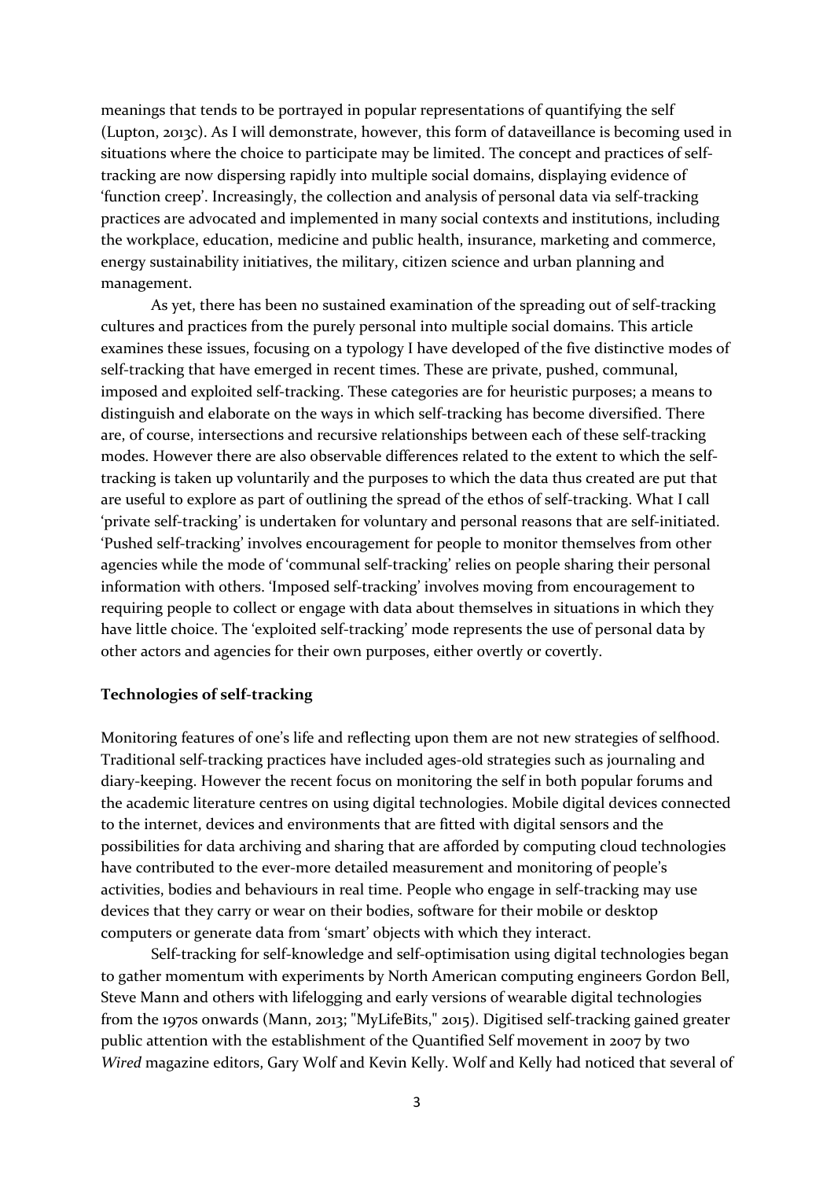meanings that tends to be portrayed in popular representations of quantifying the self (Lupton, 2013c). As I will demonstrate, however, this form of dataveillance is becoming used in situations where the choice to participate may be limited. The concept and practices of self-tracking are now dispersing rapidly into multiple social domains, displaying evidence of 'function creep'. Increasingly, the collection and analysis of personal data via self-tracking practices are advocated and implemented in many social contexts and institutions, including the workplace, education, medicine and public health, insurance, marketing and commerce, energy sustainability initiatives, the military, citizen science and urban planning and management.

As yet, there has been no sustained examination of the spreading out of self-tracking cultures and practices from the purely personal into multiple social domains. This article examines these issues, focusing on a typology I have developed of the five distinctive modes of self-tracking that have emerged in recent times. These are private, pushed, communal, imposed and exploited self-tracking. These categories are for heuristic purposes; a means to distinguish and elaborate on the ways in which self-tracking has become diversified. There are, of course, intersections and recursive relationships between each of these self-tracking modes. However there are also observable differences related to the extent to which the self-tracking is taken up voluntarily and the purposes to which the data thus created are put that are useful to explore as part of outlining the spread of the ethos of self-tracking. What I call 'private self-tracking' is undertaken for voluntary and personal reasons that are self-initiated. 'Pushed self-tracking' involves encouragement for people to monitor themselves from other agencies while the mode of 'communal self-tracking' relies on people sharing their personal information with others. 'Imposed self-tracking' involves moving from encouragement to requiring people to collect or engage with data about themselves in situations in which they have little choice. The 'exploited self-tracking' mode represents the use of personal data by other actors and agencies for their own purposes, either overtly or covertly.

## Technologies of self-tracking

Monitoring features of one's life and reflecting upon them are not new strategies of selfhood. Traditional self-tracking practices have included ages-old strategies such as journaling and diary-keeping. However the recent focus on monitoring the self in both popular forums and the academic literature centres on using digital technologies. Mobile digital devices connected to the internet, devices and environments that are fitted with digital sensors and the possibilities for data archiving and sharing that are afforded by computing cloud technologies have contributed to the ever-more detailed measurement and monitoring of people's activities, bodies and behaviours in real time. People who engage in self-tracking may use devices that they carry or wear on their bodies, software for their mobile or desktop computers or generate data from 'smart' objects with which they interact.

Self-tracking for self-knowledge and self-optimisation using digital technologies began to gather momentum with experiments by North American computing engineers Gordon Bell, Steve Mann and others with lifelogging and early versions of wearable digital technologies from the 1970s onwards (Mann, 2013; "MyLifeBits," 2015). Digitised self-tracking gained greater public attention with the establishment of the Quantified Self movement in 2007 by two *Wired* magazine editors, Gary Wolf and Kevin Kelly. Wolf and Kelly had noticed that several of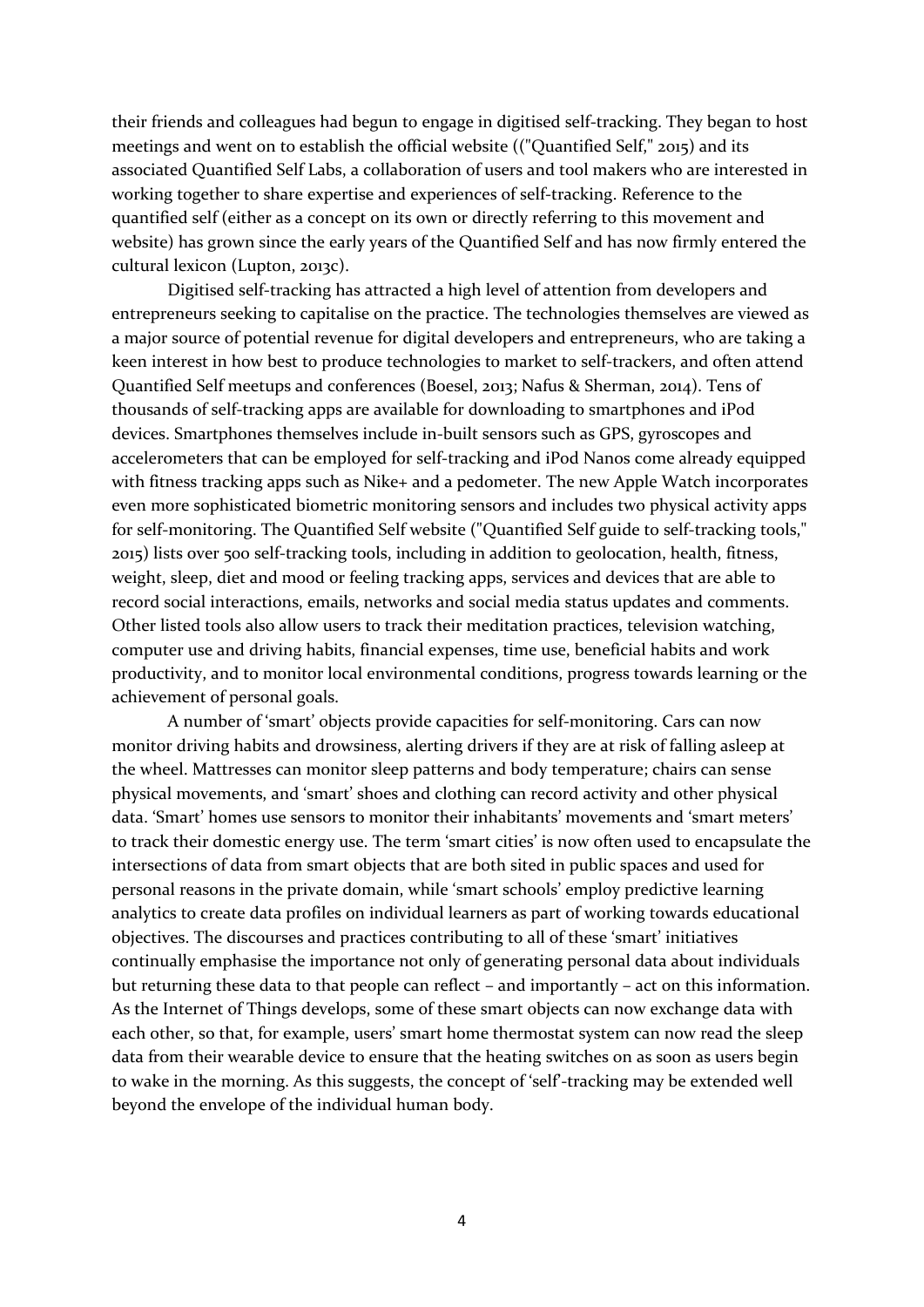their friends and colleagues had begun to engage in digitised self-tracking. They began to host meetings and went on to establish the official website (("Quantified Self," 2015) and its associated Quantified Self Labs, a collaboration of users and tool makers who are interested in working together to share expertise and experiences of self-tracking. Reference to the quantified self (either as a concept on its own or directly referring to this movement and website) has grown since the early years of the Quantified Self and has now firmly entered the cultural lexicon (Lupton, 2013c).

Digitised self-tracking has attracted a high level of attention from developers and entrepreneurs seeking to capitalise on the practice. The technologies themselves are viewed as a major source of potential revenue for digital developers and entrepreneurs, who are taking a keen interest in how best to produce technologies to market to self-trackers, and often attend Quantified Self meetups and conferences (Boesel, 2013; Nafus & Sherman, 2014). Tens of thousands of self-tracking apps are available for downloading to smartphones and iPod devices. Smartphones themselves include in-built sensors such as GPS, gyroscopes and accelerometers that can be employed for self-tracking and iPod Nanos come already equipped with fitness tracking apps such as Nike+ and a pedometer. The new Apple Watch incorporates even more sophisticated biometric monitoring sensors and includes two physical activity apps for self-monitoring. The Quantified Self website ("Quantified Self guide to self-tracking tools," 2015) lists over 500 self-tracking tools, including in addition to geolocation, health, fitness, weight, sleep, diet and mood or feeling tracking apps, services and devices that are able to record social interactions, emails, networks and social media status updates and comments. Other listed tools also allow users to track their meditation practices, television watching, computer use and driving habits, financial expenses, time use, beneficial habits and work productivity, and to monitor local environmental conditions, progress towards learning or the achievement of personal goals.

A number of 'smart' objects provide capacities for self-monitoring. Cars can now monitor driving habits and drowsiness, alerting drivers if they are at risk of falling asleep at the wheel. Mattresses can monitor sleep patterns and body temperature; chairs can sense physical movements, and 'smart' shoes and clothing can record activity and other physical data. 'Smart' homes use sensors to monitor their inhabitants' movements and 'smart meters' to track their domestic energy use. The term 'smart cities' is now often used to encapsulate the intersections of data from smart objects that are both sited in public spaces and used for personal reasons in the private domain, while 'smart schools' employ predictive learning analytics to create data profiles on individual learners as part of working towards educational objectives. The discourses and practices contributing to all of these 'smart' initiatives continually emphasise the importance not only of generating personal data about individuals but returning these data to that people can reflect – and importantly – act on this information. As the Internet of Things develops, some of these smart objects can now exchange data with each other, so that, for example, users' smart home thermostat system can now read the sleep data from their wearable device to ensure that the heating switches on as soon as users begin to wake in the morning. As this suggests, the concept of 'self'-tracking may be extended well beyond the envelope of the individual human body.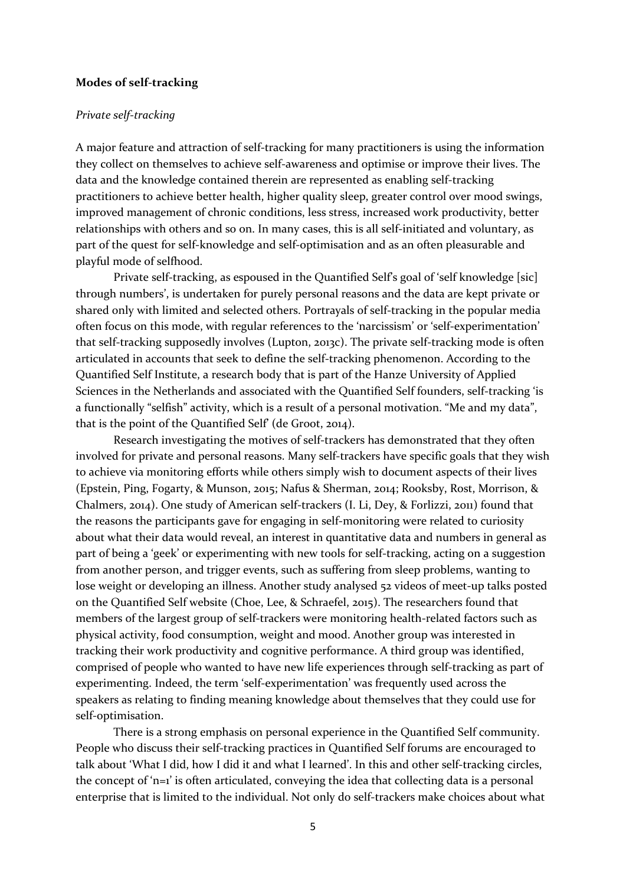**Modes of self-tracking**

*Private self-tracking*

A major feature and attraction of self-tracking for many practitioners is using the information they collect on themselves to achieve self-awareness and optimise or improve their lives. The data and the knowledge contained therein are represented as enabling self-tracking practitioners to achieve better health, higher quality sleep, greater control over mood swings, improved management of chronic conditions, less stress, increased work productivity, better relationships with others and so on. In many cases, this is all self-initiated and voluntary, as part of the quest for self-knowledge and self-optimisation and as an often pleasurable and playful mode of selfhood.

Private self-tracking, as espoused in the Quantified Self's goal of 'self knowledge [sic] through numbers', is undertaken for purely personal reasons and the data are kept private or shared only with limited and selected others. Portrayals of self-tracking in the popular media often focus on this mode, with regular references to the 'narcissism' or 'self-experimentation' that self-tracking supposedly involves (Lupton, 2013c). The private self-tracking mode is often articulated in accounts that seek to define the self-tracking phenomenon. According to the Quantified Self Institute, a research body that is part of the Hanze University of Applied Sciences in the Netherlands and associated with the Quantified Self founders, self-tracking 'is a functionally "selfish" activity, which is a result of a personal motivation. "Me and my data", that is the point of the Quantified Self' (de Groot, 2014).

Research investigating the motives of self-trackers has demonstrated that they often involved for private and personal reasons. Many self-trackers have specific goals that they wish to achieve via monitoring efforts while others simply wish to document aspects of their lives (Epstein, Ping, Fogarty, & Munson, 2015; Nafus & Sherman, 2014; Rooksby, Rost, Morrison, & Chalmers, 2014). One study of American self-trackers (I. Li, Dey, & Forlizzi, 2011) found that the reasons the participants gave for engaging in self-monitoring were related to curiosity about what their data would reveal, an interest in quantitative data and numbers in general as part of being a 'geek' or experimenting with new tools for self-tracking, acting on a suggestion from another person, and trigger events, such as suffering from sleep problems, wanting to lose weight or developing an illness. Another study analysed 52 videos of meet-up talks posted on the Quantified Self website (Choe, Lee, & Schraefel, 2015). The researchers found that members of the largest group of self-trackers were monitoring health-related factors such as physical activity, food consumption, weight and mood. Another group was interested in tracking their work productivity and cognitive performance. A third group was identified, comprised of people who wanted to have new life experiences through self-tracking as part of experimenting. Indeed, the term 'self-experimentation' was frequently used across the speakers as relating to finding meaning knowledge about themselves that they could use for self-optimisation.

There is a strong emphasis on personal experience in the Quantified Self community. People who discuss their self-tracking practices in Quantified Self forums are encouraged to talk about 'What I did, how I did it and what I learned'. In this and other self-tracking circles, the concept of 'n=1' is often articulated, conveying the idea that collecting data is a personal enterprise that is limited to the individual. Not only do self-trackers make choices about what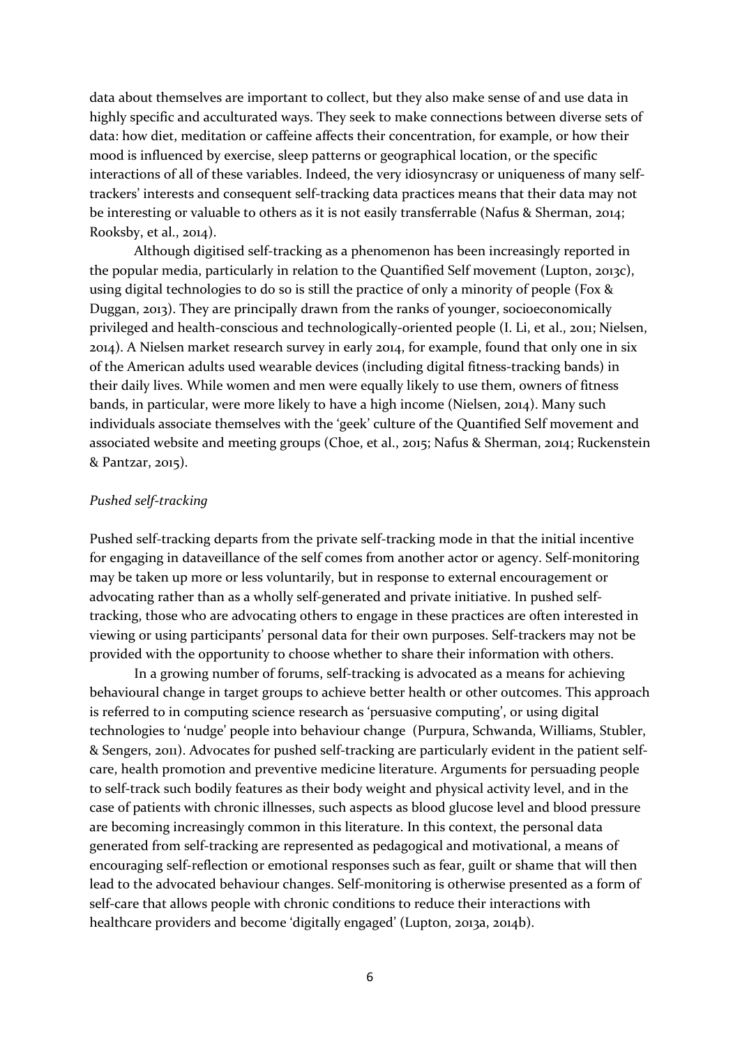data about themselves are important to collect, but they also make sense of and use data in highly specific and acculturated ways. They seek to make connections between diverse sets of data: how diet, meditation or caffeine affects their concentration, for example, or how their mood is influenced by exercise, sleep patterns or geographical location, or the specific interactions of all of these variables. Indeed, the very idiosyncrasy or uniqueness of many self-trackers' interests and consequent self-tracking data practices means that their data may not be interesting or valuable to others as it is not easily transferrable (Nafus & Sherman, 2014; Rooksby, et al., 2014).

Although digitised self-tracking as a phenomenon has been increasingly reported in the popular media, particularly in relation to the Quantified Self movement (Lupton, 2013c), using digital technologies to do so is still the practice of only a minority of people (Fox & Duggan, 2013). They are principally drawn from the ranks of younger, socioeconomically privileged and health-conscious and technologically-oriented people (I. Li, et al., 2011; Nielsen, 2014). A Nielsen market research survey in early 2014, for example, found that only one in six of the American adults used wearable devices (including digital fitness-tracking bands) in their daily lives. While women and men were equally likely to use them, owners of fitness bands, in particular, were more likely to have a high income (Nielsen, 2014). Many such individuals associate themselves with the 'geek' culture of the Quantified Self movement and associated website and meeting groups (Choe, et al., 2015; Nafus & Sherman, 2014; Ruckenstein & Pantzar, 2015).

*Pushed self-tracking*

Pushed self-tracking departs from the private self-tracking mode in that the initial incentive for engaging in dataveillance of the self comes from another actor or agency. Self-monitoring may be taken up more or less voluntarily, but in response to external encouragement or advocating rather than as a wholly self-generated and private initiative. In pushed self-tracking, those who are advocating others to engage in these practices are often interested in viewing or using participants' personal data for their own purposes. Self-trackers may not be provided with the opportunity to choose whether to share their information with others.

In a growing number of forums, self-tracking is advocated as a means for achieving behavioural change in target groups to achieve better health or other outcomes. This approach is referred to in computing science research as 'persuasive computing', or using digital technologies to 'nudge' people into behaviour change (Purpura, Schwanda, Williams, Stubler, & Sengers, 2011). Advocates for pushed self-tracking are particularly evident in the patient self-care, health promotion and preventive medicine literature. Arguments for persuading people to self-track such bodily features as their body weight and physical activity level, and in the case of patients with chronic illnesses, such aspects as blood glucose level and blood pressure are becoming increasingly common in this literature. In this context, the personal data generated from self-tracking are represented as pedagogical and motivational, a means of encouraging self-reflection or emotional responses such as fear, guilt or shame that will then lead to the advocated behaviour changes. Self-monitoring is otherwise presented as a form of self-care that allows people with chronic conditions to reduce their interactions with healthcare providers and become 'digitally engaged' (Lupton, 2013a, 2014b).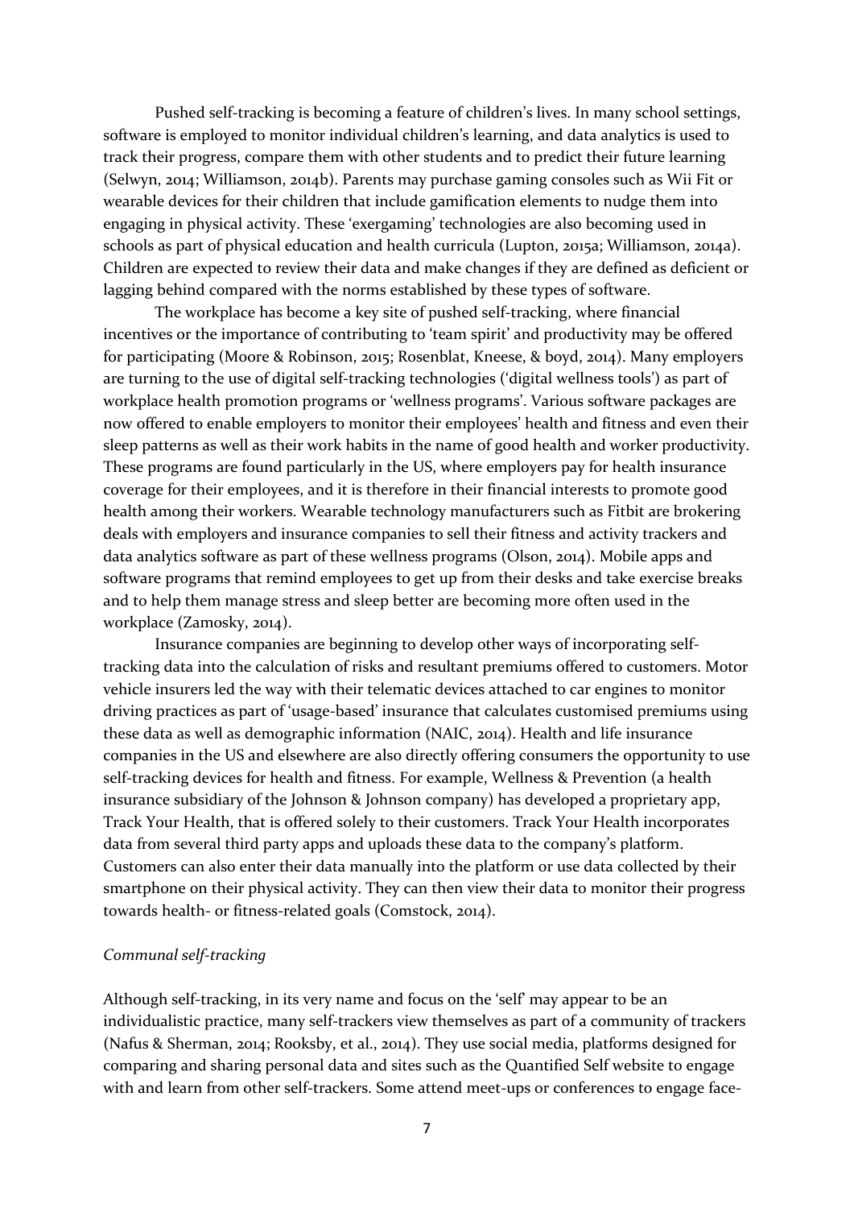Pushed self-tracking is becoming a feature of children's lives. In many school settings, software is employed to monitor individual children's learning, and data analytics is used to track their progress, compare them with other students and to predict their future learning (Selwyn, 2014; Williamson, 2014b). Parents may purchase gaming consoles such as Wii Fit or wearable devices for their children that include gamification elements to nudge them into engaging in physical activity. These 'exergaming' technologies are also becoming used in schools as part of physical education and health curricula (Lupton, 2015a; Williamson, 2014a). Children are expected to review their data and make changes if they are defined as deficient or lagging behind compared with the norms established by these types of software.

The workplace has become a key site of pushed self-tracking, where financial incentives or the importance of contributing to 'team spirit' and productivity may be offered for participating (Moore & Robinson, 2015; Rosenblat, Kneese, & boyd, 2014). Many employers are turning to the use of digital self-tracking technologies ('digital wellness tools') as part of workplace health promotion programs or 'wellness programs'. Various software packages are now offered to enable employers to monitor their employees' health and fitness and even their sleep patterns as well as their work habits in the name of good health and worker productivity. These programs are found particularly in the US, where employers pay for health insurance coverage for their employees, and it is therefore in their financial interests to promote good health among their workers. Wearable technology manufacturers such as Fitbit are brokering deals with employers and insurance companies to sell their fitness and activity trackers and data analytics software as part of these wellness programs (Olson, 2014). Mobile apps and software programs that remind employees to get up from their desks and take exercise breaks and to help them manage stress and sleep better are becoming more often used in the workplace (Zamosky, 2014).

Insurance companies are beginning to develop other ways of incorporating self-tracking data into the calculation of risks and resultant premiums offered to customers. Motor vehicle insurers led the way with their telematic devices attached to car engines to monitor driving practices as part of 'usage-based' insurance that calculates customised premiums using these data as well as demographic information (NAIC, 2014). Health and life insurance companies in the US and elsewhere are also directly offering consumers the opportunity to use self-tracking devices for health and fitness. For example, Wellness & Prevention (a health insurance subsidiary of the Johnson & Johnson company) has developed a proprietary app, Track Your Health, that is offered solely to their customers. Track Your Health incorporates data from several third party apps and uploads these data to the company's platform. Customers can also enter their data manually into the platform or use data collected by their smartphone on their physical activity. They can then view their data to monitor their progress towards health- or fitness-related goals (Comstock, 2014).

*Communal self-tracking*

Although self-tracking, in its very name and focus on the 'self' may appear to be an individualistic practice, many self-trackers view themselves as part of a community of trackers (Nafus & Sherman, 2014; Rooksby, et al., 2014). They use social media, platforms designed for comparing and sharing personal data and sites such as the Quantified Self website to engage with and learn from other self-trackers. Some attend meet-ups or conferences to engage face-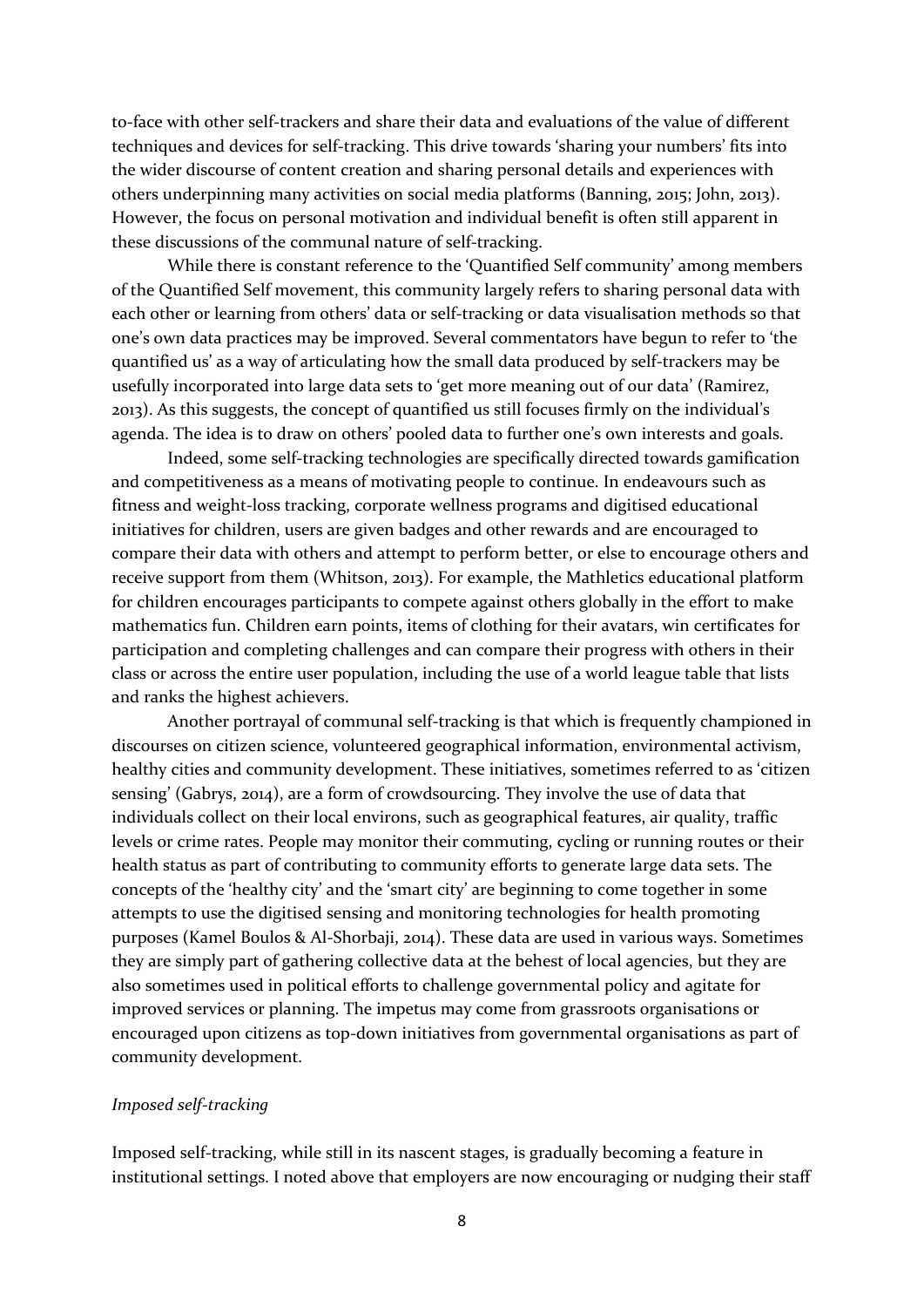to-face with other self-trackers and share their data and evaluations of the value of different techniques and devices for self-tracking. This drive towards 'sharing your numbers' fits into the wider discourse of content creation and sharing personal details and experiences with others underpinning many activities on social media platforms (Banning, 2015; John, 2013). However, the focus on personal motivation and individual benefit is often still apparent in these discussions of the communal nature of self-tracking.

While there is constant reference to the 'Quantified Self community' among members of the Quantified Self movement, this community largely refers to sharing personal data with each other or learning from others' data or self-tracking or data visualisation methods so that one's own data practices may be improved. Several commentators have begun to refer to 'the quantified us' as a way of articulating how the small data produced by self-trackers may be usefully incorporated into large data sets to 'get more meaning out of our data' (Ramirez, 2013). As this suggests, the concept of quantified us still focuses firmly on the individual's agenda. The idea is to draw on others' pooled data to further one's own interests and goals.

Indeed, some self-tracking technologies are specifically directed towards gamification and competitiveness as a means of motivating people to continue. In endeavours such as fitness and weight-loss tracking, corporate wellness programs and digitised educational initiatives for children, users are given badges and other rewards and are encouraged to compare their data with others and attempt to perform better, or else to encourage others and receive support from them (Whitson, 2013). For example, the Mathletics educational platform for children encourages participants to compete against others globally in the effort to make mathematics fun. Children earn points, items of clothing for their avatars, win certificates for participation and completing challenges and can compare their progress with others in their class or across the entire user population, including the use of a world league table that lists and ranks the highest achievers.

Another portrayal of communal self-tracking is that which is frequently championed in discourses on citizen science, volunteered geographical information, environmental activism, healthy cities and community development. These initiatives, sometimes referred to as 'citizen sensing' (Gabrys, 2014), are a form of crowdsourcing. They involve the use of data that individuals collect on their local environs, such as geographical features, air quality, traffic levels or crime rates. People may monitor their commuting, cycling or running routes or their health status as part of contributing to community efforts to generate large data sets. The concepts of the 'healthy city' and the 'smart city' are beginning to come together in some attempts to use the digitised sensing and monitoring technologies for health promoting purposes (Kamel Boulos & Al-Shorbaji, 2014). These data are used in various ways. Sometimes they are simply part of gathering collective data at the behest of local agencies, but they are also sometimes used in political efforts to challenge governmental policy and agitate for improved services or planning. The impetus may come from grassroots organisations or encouraged upon citizens as top-down initiatives from governmental organisations as part of community development.

*Imposed self-tracking*

Imposed self-tracking, while still in its nascent stages, is gradually becoming a feature in institutional settings. I noted above that employers are now encouraging or nudging their staff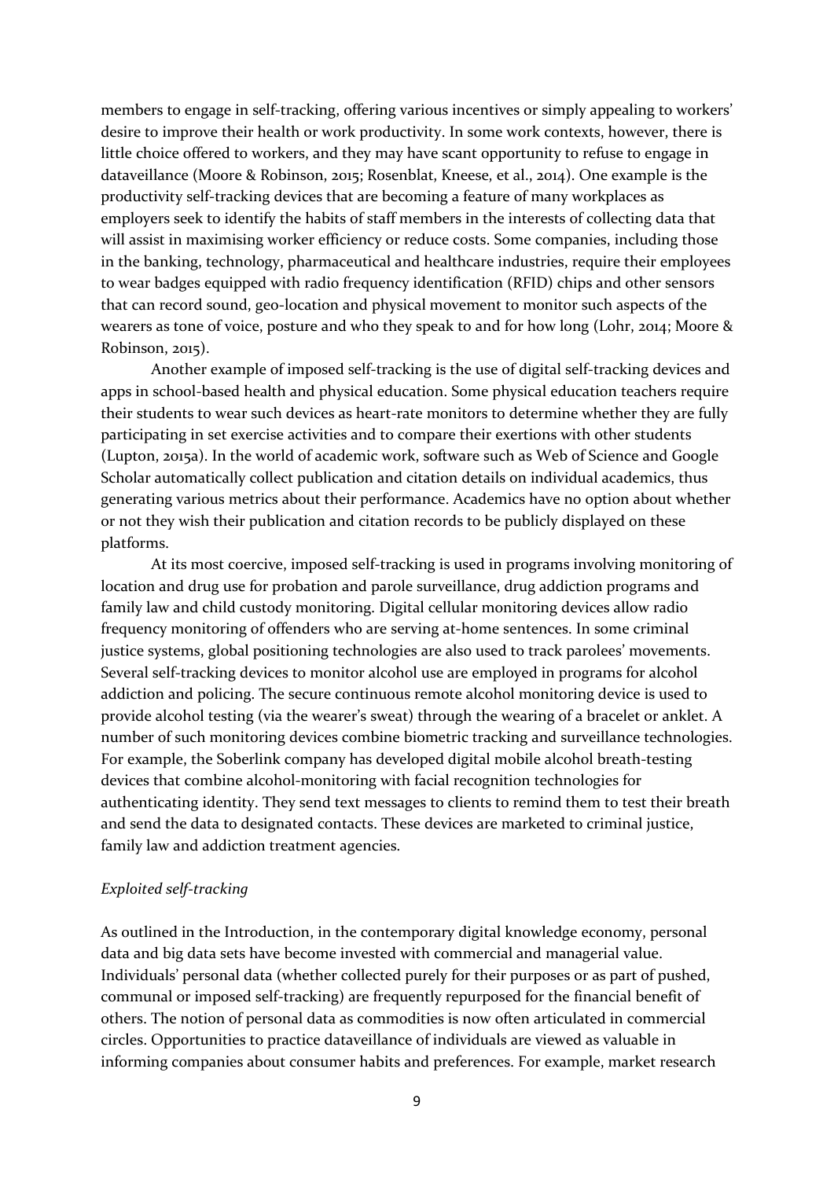members to engage in self-tracking, offering various incentives or simply appealing to workers' desire to improve their health or work productivity. In some work contexts, however, there is little choice offered to workers, and they may have scant opportunity to refuse to engage in dataveillance (Moore & Robinson, 2015; Rosenblat, Kneese, et al., 2014). One example is the productivity self-tracking devices that are becoming a feature of many workplaces as employers seek to identify the habits of staff members in the interests of collecting data that will assist in maximising worker efficiency or reduce costs. Some companies, including those in the banking, technology, pharmaceutical and healthcare industries, require their employees to wear badges equipped with radio frequency identification (RFID) chips and other sensors that can record sound, geo-location and physical movement to monitor such aspects of the wearers as tone of voice, posture and who they speak to and for how long (Lohr, 2014; Moore & Robinson, 2015).

Another example of imposed self-tracking is the use of digital self-tracking devices and apps in school-based health and physical education. Some physical education teachers require their students to wear such devices as heart-rate monitors to determine whether they are fully participating in set exercise activities and to compare their exertions with other students (Lupton, 2015a). In the world of academic work, software such as Web of Science and Google Scholar automatically collect publication and citation details on individual academics, thus generating various metrics about their performance. Academics have no option about whether or not they wish their publication and citation records to be publicly displayed on these platforms.

At its most coercive, imposed self-tracking is used in programs involving monitoring of location and drug use for probation and parole surveillance, drug addiction programs and family law and child custody monitoring. Digital cellular monitoring devices allow radio frequency monitoring of offenders who are serving at-home sentences. In some criminal justice systems, global positioning technologies are also used to track parolees' movements. Several self-tracking devices to monitor alcohol use are employed in programs for alcohol addiction and policing. The secure continuous remote alcohol monitoring device is used to provide alcohol testing (via the wearer's sweat) through the wearing of a bracelet or anklet. A number of such monitoring devices combine biometric tracking and surveillance technologies. For example, the Soberlink company has developed digital mobile alcohol breath-testing devices that combine alcohol-monitoring with facial recognition technologies for authenticating identity. They send text messages to clients to remind them to test their breath and send the data to designated contacts. These devices are marketed to criminal justice, family law and addiction treatment agencies.

*Exploited self-tracking*

As outlined in the Introduction, in the contemporary digital knowledge economy, personal data and big data sets have become invested with commercial and managerial value. Individuals' personal data (whether collected purely for their purposes or as part of pushed, communal or imposed self-tracking) are frequently repurposed for the financial benefit of others. The notion of personal data as commodities is now often articulated in commercial circles. Opportunities to practice dataveillance of individuals are viewed as valuable in informing companies about consumer habits and preferences. For example, market research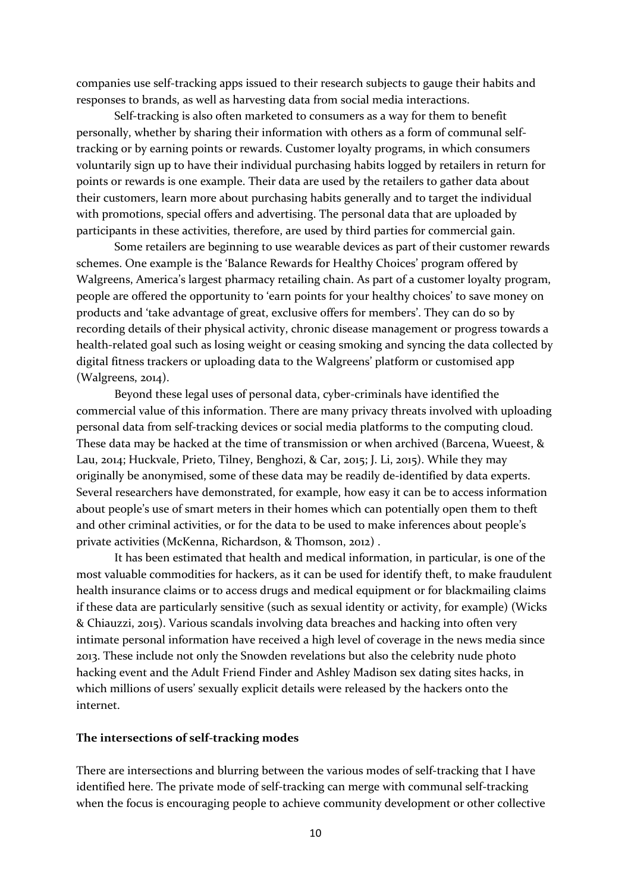companies use self-tracking apps issued to their research subjects to gauge their habits and responses to brands, as well as harvesting data from social media interactions.

Self-tracking is also often marketed to consumers as a way for them to benefit personally, whether by sharing their information with others as a form of communal self-tracking or by earning points or rewards. Customer loyalty programs, in which consumers voluntarily sign up to have their individual purchasing habits logged by retailers in return for points or rewards is one example. Their data are used by the retailers to gather data about their customers, learn more about purchasing habits generally and to target the individual with promotions, special offers and advertising. The personal data that are uploaded by participants in these activities, therefore, are used by third parties for commercial gain.

Some retailers are beginning to use wearable devices as part of their customer rewards schemes. One example is the 'Balance Rewards for Healthy Choices' program offered by Walgreens, America's largest pharmacy retailing chain. As part of a customer loyalty program, people are offered the opportunity to 'earn points for your healthy choices' to save money on products and 'take advantage of great, exclusive offers for members'. They can do so by recording details of their physical activity, chronic disease management or progress towards a health-related goal such as losing weight or ceasing smoking and syncing the data collected by digital fitness trackers or uploading data to the Walgreens' platform or customised app (Walgreens, 2014).

Beyond these legal uses of personal data, cyber-criminals have identified the commercial value of this information. There are many privacy threats involved with uploading personal data from self-tracking devices or social media platforms to the computing cloud. These data may be hacked at the time of transmission or when archived (Barcena, Wueest, & Lau, 2014; Huckvale, Prieto, Tilney, Benghozi, & Car, 2015; J. Li, 2015). While they may originally be anonymised, some of these data may be readily de-identified by data experts. Several researchers have demonstrated, for example, how easy it can be to access information about people's use of smart meters in their homes which can potentially open them to theft and other criminal activities, or for the data to be used to make inferences about people's private activities (McKenna, Richardson, & Thomson, 2012) .

It has been estimated that health and medical information, in particular, is one of the most valuable commodities for hackers, as it can be used for identify theft, to make fraudulent health insurance claims or to access drugs and medical equipment or for blackmailing claims if these data are particularly sensitive (such as sexual identity or activity, for example) (Wicks & Chiauzzi, 2015). Various scandals involving data breaches and hacking into often very intimate personal information have received a high level of coverage in the news media since 2013. These include not only the Snowden revelations but also the celebrity nude photo hacking event and the Adult Friend Finder and Ashley Madison sex dating sites hacks, in which millions of users' sexually explicit details were released by the hackers onto the internet.

**The intersections of self-tracking modes**

There are intersections and blurring between the various modes of self-tracking that I have identified here. The private mode of self-tracking can merge with communal self-tracking when the focus is encouraging people to achieve community development or other collective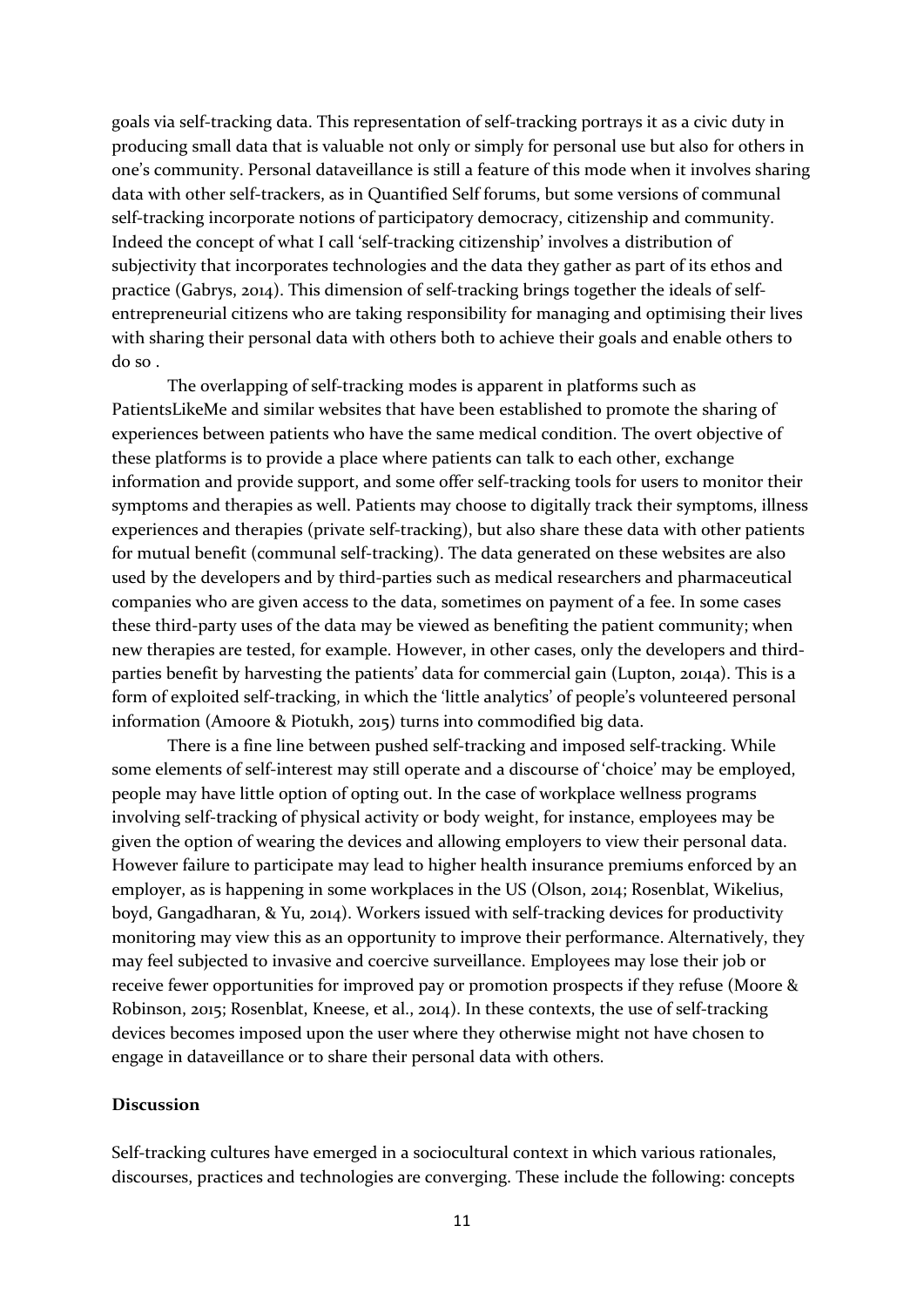goals via self-tracking data. This representation of self-tracking portrays it as a civic duty in producing small data that is valuable not only or simply for personal use but also for others in one's community. Personal dataveillance is still a feature of this mode when it involves sharing data with other self-trackers, as in Quantified Self forums, but some versions of communal self-tracking incorporate notions of participatory democracy, citizenship and community. Indeed the concept of what I call 'self-tracking citizenship' involves a distribution of subjectivity that incorporates technologies and the data they gather as part of its ethos and practice (Gabrys, 2014). This dimension of self-tracking brings together the ideals of self-entrepreneurial citizens who are taking responsibility for managing and optimising their lives with sharing their personal data with others both to achieve their goals and enable others to do so .

The overlapping of self-tracking modes is apparent in platforms such as PatientsLikeMe and similar websites that have been established to promote the sharing of experiences between patients who have the same medical condition. The overt objective of these platforms is to provide a place where patients can talk to each other, exchange information and provide support, and some offer self-tracking tools for users to monitor their symptoms and therapies as well. Patients may choose to digitally track their symptoms, illness experiences and therapies (private self-tracking), but also share these data with other patients for mutual benefit (communal self-tracking). The data generated on these websites are also used by the developers and by third-parties such as medical researchers and pharmaceutical companies who are given access to the data, sometimes on payment of a fee. In some cases these third-party uses of the data may be viewed as benefiting the patient community; when new therapies are tested, for example. However, in other cases, only the developers and third-parties benefit by harvesting the patients' data for commercial gain (Lupton, 2014a). This is a form of exploited self-tracking, in which the 'little analytics' of people's volunteered personal information (Amoore & Piotukh, 2015) turns into commodified big data.

There is a fine line between pushed self-tracking and imposed self-tracking. While some elements of self-interest may still operate and a discourse of 'choice' may be employed, people may have little option of opting out. In the case of workplace wellness programs involving self-tracking of physical activity or body weight, for instance, employees may be given the option of wearing the devices and allowing employers to view their personal data. However failure to participate may lead to higher health insurance premiums enforced by an employer, as is happening in some workplaces in the US (Olson, 2014; Rosenblat, Wikelius, boyd, Gangadharan, & Yu, 2014). Workers issued with self-tracking devices for productivity monitoring may view this as an opportunity to improve their performance. Alternatively, they may feel subjected to invasive and coercive surveillance. Employees may lose their job or receive fewer opportunities for improved pay or promotion prospects if they refuse (Moore & Robinson, 2015; Rosenblat, Kneese, et al., 2014). In these contexts, the use of self-tracking devices becomes imposed upon the user where they otherwise might not have chosen to engage in dataveillance or to share their personal data with others.

## Discussion

Self-tracking cultures have emerged in a sociocultural context in which various rationales, discourses, practices and technologies are converging. These include the following: concepts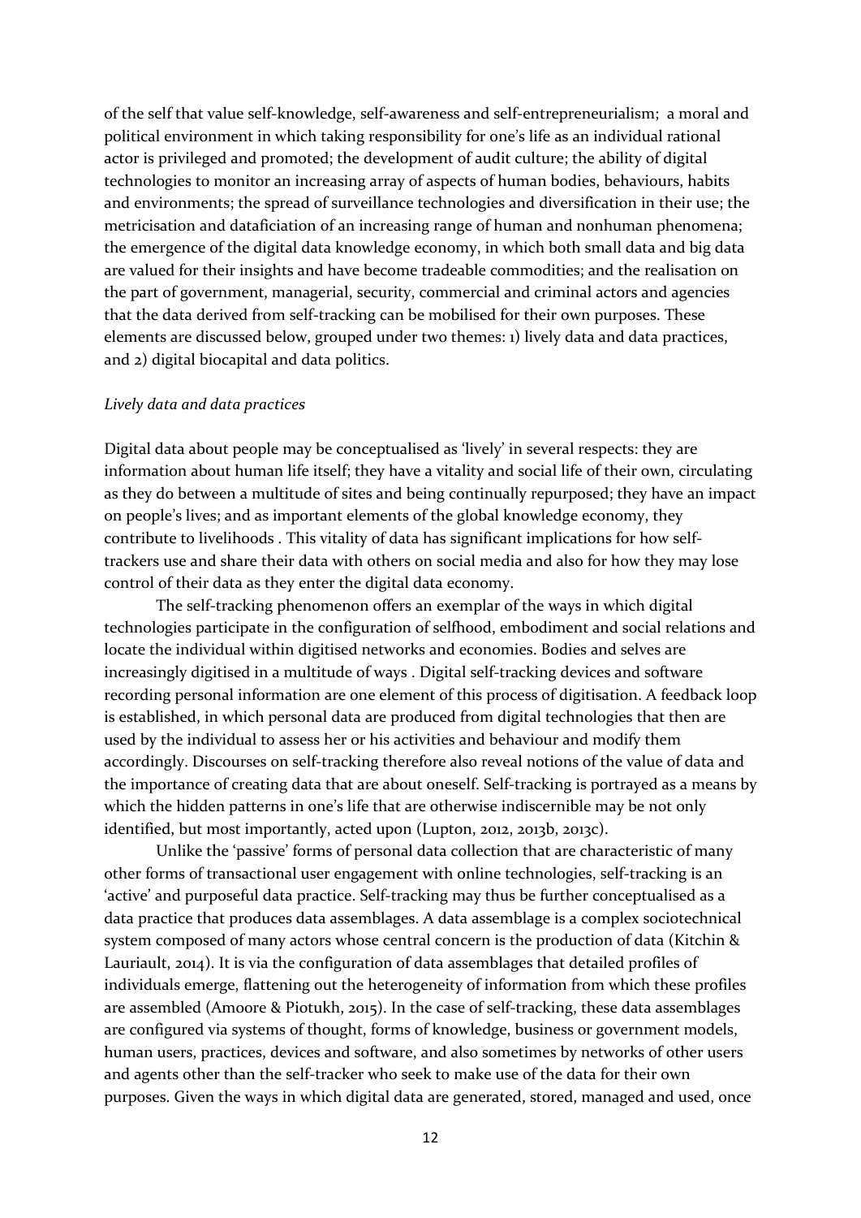of the self that value self-knowledge, self-awareness and self-entrepreneurialism; a moral and political environment in which taking responsibility for one's life as an individual rational actor is privileged and promoted; the development of audit culture; the ability of digital technologies to monitor an increasing array of aspects of human bodies, behaviours, habits and environments; the spread of surveillance technologies and diversification in their use; the metricisation and dataficiation of an increasing range of human and nonhuman phenomena; the emergence of the digital data knowledge economy, in which both small data and big data are valued for their insights and have become tradeable commodities; and the realisation on the part of government, managerial, security, commercial and criminal actors and agencies that the data derived from self-tracking can be mobilised for their own purposes. These elements are discussed below, grouped under two themes: 1) lively data and data practices, and 2) digital biocapital and data politics.

*Lively data and data practices*

Digital data about people may be conceptualised as 'lively' in several respects: they are information about human life itself; they have a vitality and social life of their own, circulating as they do between a multitude of sites and being continually repurposed; they have an impact on people's lives; and as important elements of the global knowledge economy, they contribute to livelihoods . This vitality of data has significant implications for how self-trackers use and share their data with others on social media and also for how they may lose control of their data as they enter the digital data economy.

The self-tracking phenomenon offers an exemplar of the ways in which digital technologies participate in the configuration of selfhood, embodiment and social relations and locate the individual within digitised networks and economies. Bodies and selves are increasingly digitised in a multitude of ways . Digital self-tracking devices and software recording personal information are one element of this process of digitisation. A feedback loop is established, in which personal data are produced from digital technologies that then are used by the individual to assess her or his activities and behaviour and modify them accordingly. Discourses on self-tracking therefore also reveal notions of the value of data and the importance of creating data that are about oneself. Self-tracking is portrayed as a means by which the hidden patterns in one's life that are otherwise indiscernible may be not only identified, but most importantly, acted upon (Lupton, 2012, 2013b, 2013c).

Unlike the 'passive' forms of personal data collection that are characteristic of many other forms of transactional user engagement with online technologies, self-tracking is an 'active' and purposeful data practice. Self-tracking may thus be further conceptualised as a data practice that produces data assemblages. A data assemblage is a complex sociotechnical system composed of many actors whose central concern is the production of data (Kitchin & Lauriault, 2014). It is via the configuration of data assemblages that detailed profiles of individuals emerge, flattening out the heterogeneity of information from which these profiles are assembled (Amoore & Piotukh, 2015). In the case of self-tracking, these data assemblages are configured via systems of thought, forms of knowledge, business or government models, human users, practices, devices and software, and also sometimes by networks of other users and agents other than the self-tracker who seek to make use of the data for their own purposes. Given the ways in which digital data are generated, stored, managed and used, once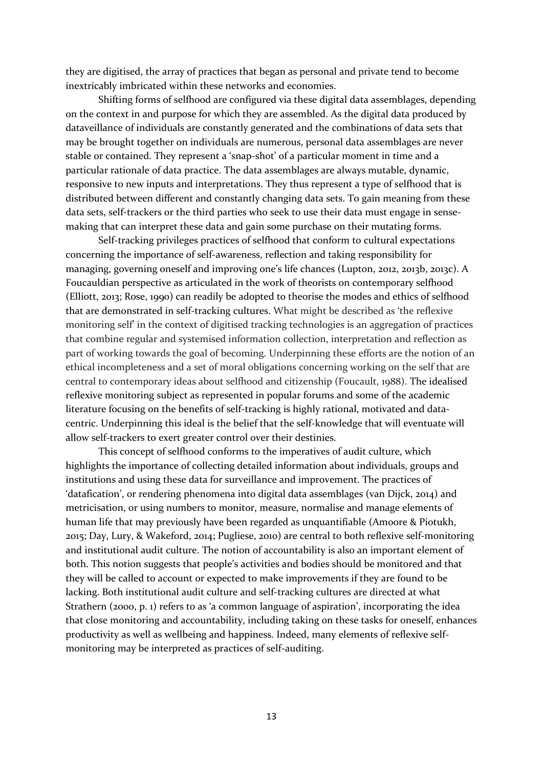they are digitised, the array of practices that began as personal and private tend to become inextricably imbricated within these networks and economies.

Shifting forms of selfhood are configured via these digital data assemblages, depending on the context in and purpose for which they are assembled. As the digital data produced by dataveillance of individuals are constantly generated and the combinations of data sets that may be brought together on individuals are numerous, personal data assemblages are never stable or contained. They represent a 'snap-shot' of a particular moment in time and a particular rationale of data practice. The data assemblages are always mutable, dynamic, responsive to new inputs and interpretations. They thus represent a type of selfhood that is distributed between different and constantly changing data sets. To gain meaning from these data sets, self-trackers or the third parties who seek to use their data must engage in sense-making that can interpret these data and gain some purchase on their mutating forms.

Self-tracking privileges practices of selfhood that conform to cultural expectations concerning the importance of self-awareness, reflection and taking responsibility for managing, governing oneself and improving one's life chances (Lupton, 2012, 2013b, 2013c). A Foucauldian perspective as articulated in the work of theorists on contemporary selfhood (Elliott, 2013; Rose, 1990) can readily be adopted to theorise the modes and ethics of selfhood that are demonstrated in self-tracking cultures. What might be described as 'the reflexive monitoring self' in the context of digitised tracking technologies is an aggregation of practices that combine regular and systemised information collection, interpretation and reflection as part of working towards the goal of becoming. Underpinning these efforts are the notion of an ethical incompleteness and a set of moral obligations concerning working on the self that are central to contemporary ideas about selfhood and citizenship (Foucault, 1988). The idealised reflexive monitoring subject as represented in popular forums and some of the academic literature focusing on the benefits of self-tracking is highly rational, motivated and data-centric. Underpinning this ideal is the belief that the self-knowledge that will eventuate will allow self-trackers to exert greater control over their destinies.

This concept of selfhood conforms to the imperatives of audit culture, which highlights the importance of collecting detailed information about individuals, groups and institutions and using these data for surveillance and improvement. The practices of 'datafication', or rendering phenomena into digital data assemblages (van Dijck, 2014) and metricisation, or using numbers to monitor, measure, normalise and manage elements of human life that may previously have been regarded as unquantifiable (Amoore & Piotukh, 2015; Day, Lury, & Wakeford, 2014; Pugliese, 2010) are central to both reflexive self-monitoring and institutional audit culture. The notion of accountability is also an important element of both. This notion suggests that people's activities and bodies should be monitored and that they will be called to account or expected to make improvements if they are found to be lacking. Both institutional audit culture and self-tracking cultures are directed at what Strathern (2000, p. 1) refers to as 'a common language of aspiration', incorporating the idea that close monitoring and accountability, including taking on these tasks for oneself, enhances productivity as well as wellbeing and happiness. Indeed, many elements of reflexive self-monitoring may be interpreted as practices of self-auditing.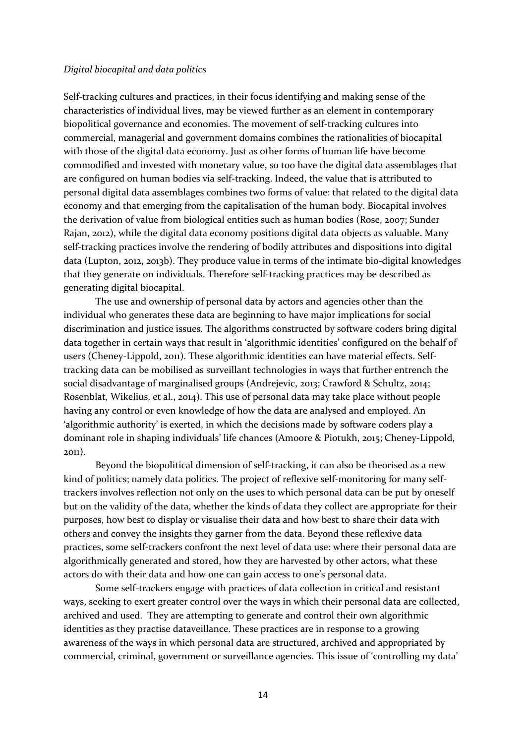*Digital biocapital and data politics*

Self-tracking cultures and practices, in their focus identifying and making sense of the characteristics of individual lives, may be viewed further as an element in contemporary biopolitical governance and economies. The movement of self-tracking cultures into commercial, managerial and government domains combines the rationalities of biocapital with those of the digital data economy. Just as other forms of human life have become commodified and invested with monetary value, so too have the digital data assemblages that are configured on human bodies via self-tracking. Indeed, the value that is attributed to personal digital data assemblages combines two forms of value: that related to the digital data economy and that emerging from the capitalisation of the human body. Biocapital involves the derivation of value from biological entities such as human bodies (Rose, 2007; Sunder Rajan, 2012), while the digital data economy positions digital data objects as valuable. Many self-tracking practices involve the rendering of bodily attributes and dispositions into digital data (Lupton, 2012, 2013b). They produce value in terms of the intimate bio-digital knowledges that they generate on individuals. Therefore self-tracking practices may be described as generating digital biocapital.

The use and ownership of personal data by actors and agencies other than the individual who generates these data are beginning to have major implications for social discrimination and justice issues. The algorithms constructed by software coders bring digital data together in certain ways that result in 'algorithmic identities' configured on the behalf of users (Cheney-Lippold, 2011). These algorithmic identities can have material effects. Self-tracking data can be mobilised as surveillant technologies in ways that further entrench the social disadvantage of marginalised groups (Andrejevic, 2013; Crawford & Schultz, 2014; Rosenblat, Wikelius, et al., 2014). This use of personal data may take place without people having any control or even knowledge of how the data are analysed and employed. An 'algorithmic authority' is exerted, in which the decisions made by software coders play a dominant role in shaping individuals' life chances (Amoore & Piotukh, 2015; Cheney-Lippold, 2011).

Beyond the biopolitical dimension of self-tracking, it can also be theorised as a new kind of politics; namely data politics. The project of reflexive self-monitoring for many self-trackers involves reflection not only on the uses to which personal data can be put by oneself but on the validity of the data, whether the kinds of data they collect are appropriate for their purposes, how best to display or visualise their data and how best to share their data with others and convey the insights they garner from the data. Beyond these reflexive data practices, some self-trackers confront the next level of data use: where their personal data are algorithmically generated and stored, how they are harvested by other actors, what these actors do with their data and how one can gain access to one's personal data.

Some self-trackers engage with practices of data collection in critical and resistant ways, seeking to exert greater control over the ways in which their personal data are collected, archived and used. They are attempting to generate and control their own algorithmic identities as they practise dataveillance. These practices are in response to a growing awareness of the ways in which personal data are structured, archived and appropriated by commercial, criminal, government or surveillance agencies. This issue of 'controlling my data'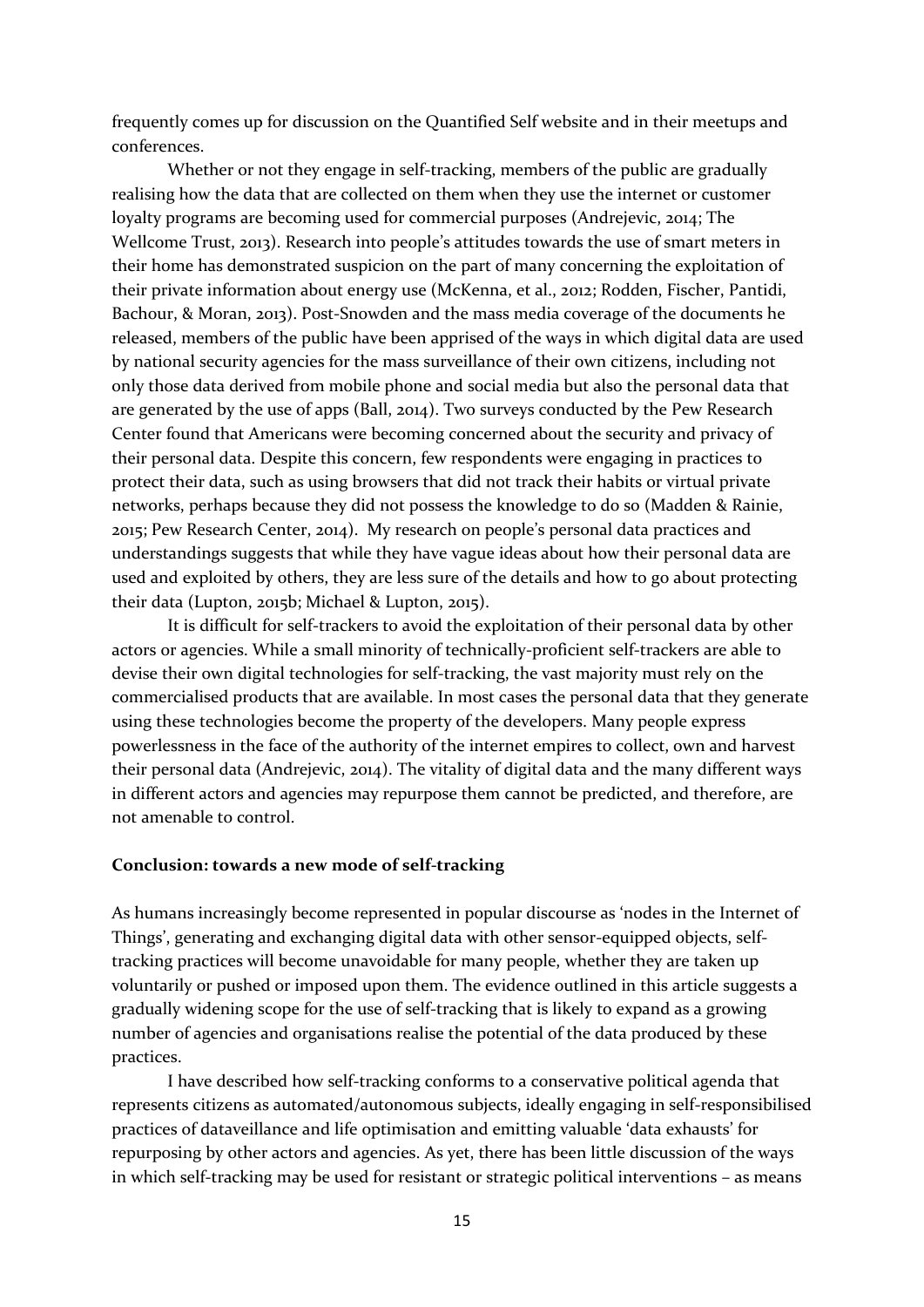frequently comes up for discussion on the Quantified Self website and in their meetups and conferences.

Whether or not they engage in self-tracking, members of the public are gradually realising how the data that are collected on them when they use the internet or customer loyalty programs are becoming used for commercial purposes (Andrejevic, 2014; The Wellcome Trust, 2013). Research into people's attitudes towards the use of smart meters in their home has demonstrated suspicion on the part of many concerning the exploitation of their private information about energy use (McKenna, et al., 2012; Rodden, Fischer, Pantidi, Bachour, & Moran, 2013). Post-Snowden and the mass media coverage of the documents he released, members of the public have been apprised of the ways in which digital data are used by national security agencies for the mass surveillance of their own citizens, including not only those data derived from mobile phone and social media but also the personal data that are generated by the use of apps (Ball, 2014). Two surveys conducted by the Pew Research Center found that Americans were becoming concerned about the security and privacy of their personal data. Despite this concern, few respondents were engaging in practices to protect their data, such as using browsers that did not track their habits or virtual private networks, perhaps because they did not possess the knowledge to do so (Madden & Rainie, 2015; Pew Research Center, 2014). My research on people's personal data practices and understandings suggests that while they have vague ideas about how their personal data are used and exploited by others, they are less sure of the details and how to go about protecting their data (Lupton, 2015b; Michael & Lupton, 2015).

It is difficult for self-trackers to avoid the exploitation of their personal data by other actors or agencies. While a small minority of technically-proficient self-trackers are able to devise their own digital technologies for self-tracking, the vast majority must rely on the commercialised products that are available. In most cases the personal data that they generate using these technologies become the property of the developers. Many people express powerlessness in the face of the authority of the internet empires to collect, own and harvest their personal data (Andrejevic, 2014). The vitality of digital data and the many different ways in different actors and agencies may repurpose them cannot be predicted, and therefore, are not amenable to control.

## Conclusion: towards a new mode of self-tracking

As humans increasingly become represented in popular discourse as 'nodes in the Internet of Things', generating and exchanging digital data with other sensor-equipped objects, self-tracking practices will become unavoidable for many people, whether they are taken up voluntarily or pushed or imposed upon them. The evidence outlined in this article suggests a gradually widening scope for the use of self-tracking that is likely to expand as a growing number of agencies and organisations realise the potential of the data produced by these practices.

I have described how self-tracking conforms to a conservative political agenda that represents citizens as automated/autonomous subjects, ideally engaging in self-responsibilised practices of dataveillance and life optimisation and emitting valuable 'data exhausts' for repurposing by other actors and agencies. As yet, there has been little discussion of the ways in which self-tracking may be used for resistant or strategic political interventions – as means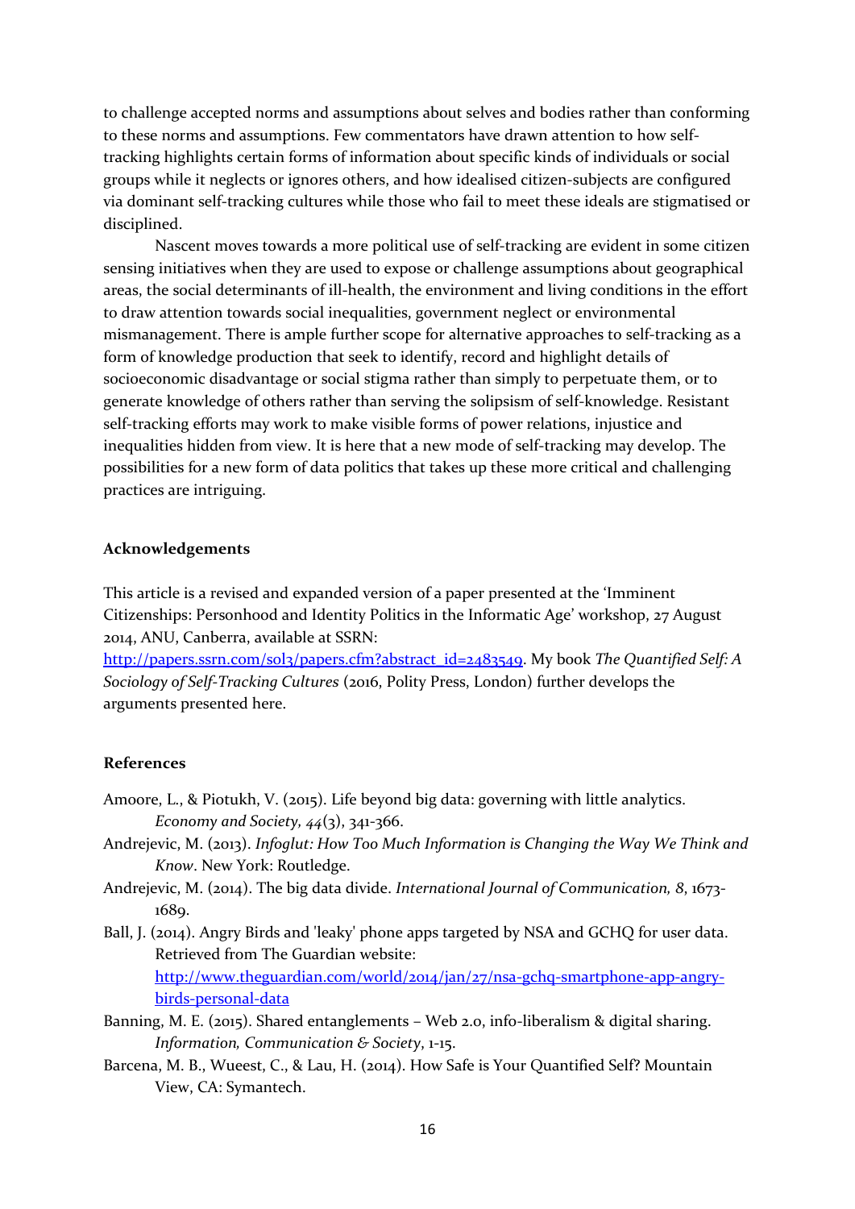to challenge accepted norms and assumptions about selves and bodies rather than conforming to these norms and assumptions. Few commentators have drawn attention to how self-tracking highlights certain forms of information about specific kinds of individuals or social groups while it neglects or ignores others, and how idealised citizen-subjects are configured via dominant self-tracking cultures while those who fail to meet these ideals are stigmatised or disciplined.

Nascent moves towards a more political use of self-tracking are evident in some citizen sensing initiatives when they are used to expose or challenge assumptions about geographical areas, the social determinants of ill-health, the environment and living conditions in the effort to draw attention towards social inequalities, government neglect or environmental mismanagement. There is ample further scope for alternative approaches to self-tracking as a form of knowledge production that seek to identify, record and highlight details of socioeconomic disadvantage or social stigma rather than simply to perpetuate them, or to generate knowledge of others rather than serving the solipsism of self-knowledge. Resistant self-tracking efforts may work to make visible forms of power relations, injustice and inequalities hidden from view. It is here that a new mode of self-tracking may develop. The possibilities for a new form of data politics that takes up these more critical and challenging practices are intriguing.

## Acknowledgements

This article is a revised and expanded version of a paper presented at the 'Imminent Citizenships: Personhood and Identity Politics in the Informatic Age' workshop, 27 August 2014, ANU, Canberra, available at SSRN: http://papers.ssrn.com/sol3/papers.cfm?abstract_id=2483549. My book *The Quantified Self: A Sociology of Self-Tracking Cultures* (2016, Polity Press, London) further develops the arguments presented here.

## References

Amoore, L., & Piotukh, V. (2015). Life beyond big data: governing with little analytics. *Economy and Society, 44*(3), 341-366.

Andrejevic, M. (2013). *Infoglut: How Too Much Information is Changing the Way We Think and Know*. New York: Routledge.

Andrejevic, M. (2014). The big data divide. *International Journal of Communication, 8*, 1673-1689.

Ball, J. (2014). Angry Birds and 'leaky' phone apps targeted by NSA and GCHQ for user data. Retrieved from The Guardian website: http://www.theguardian.com/world/2014/jan/27/nsa-gchq-smartphone-app-angry-birds-personal-data

Banning, M. E. (2015). Shared entanglements – Web 2.0, info-liberalism & digital sharing. *Information, Communication & Society*, 1-15.

Barcena, M. B., Wueest, C., & Lau, H. (2014). How Safe is Your Quantified Self? Mountain View, CA: Symantech.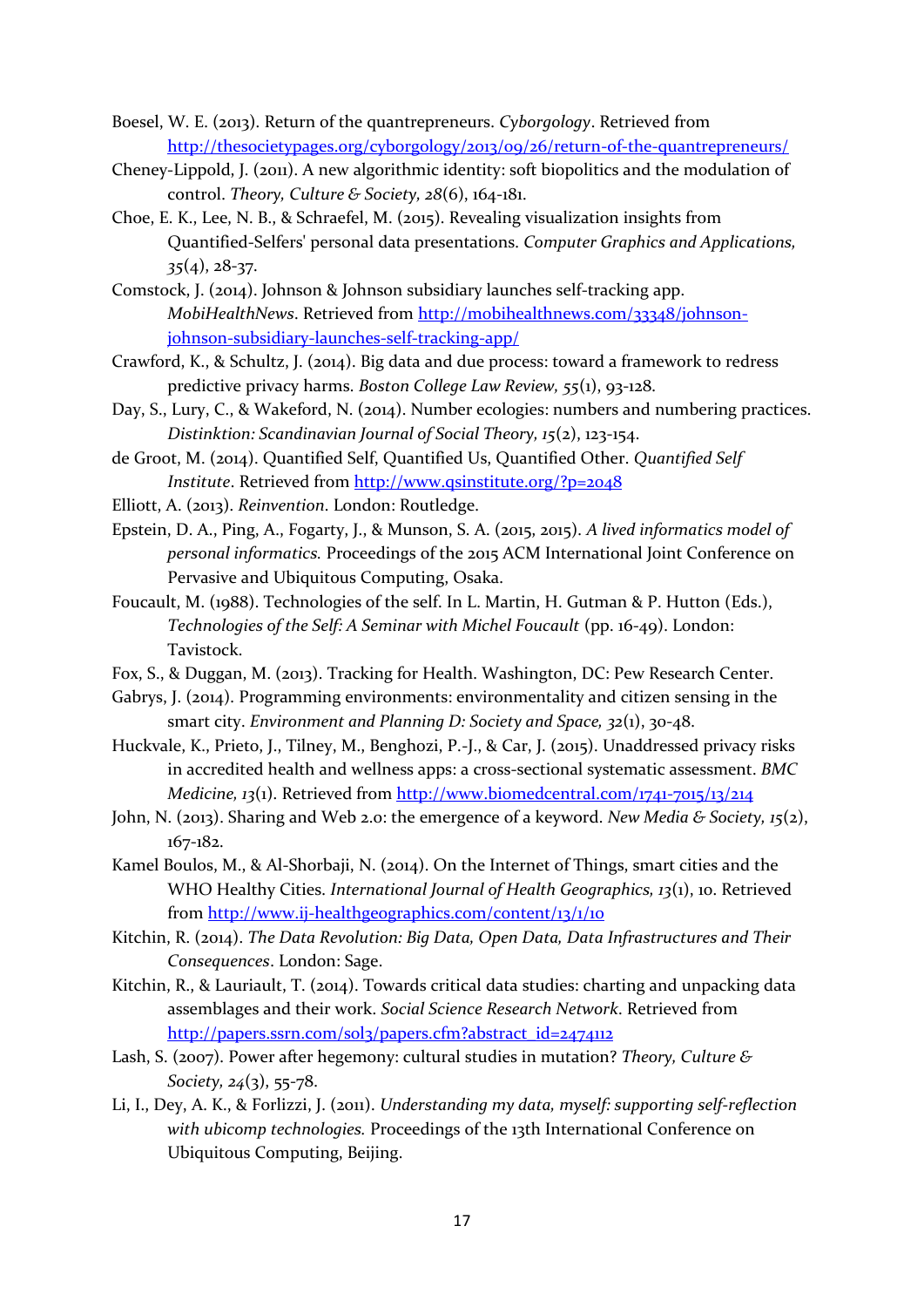Boesel, W. E. (2013). Return of the quantrepreneurs. *Cyborgology*. Retrieved from http://thesocietypages.org/cyborgology/2013/09/26/return-of-the-quantrepreneurs/

Cheney-Lippold, J. (2011). A new algorithmic identity: soft biopolitics and the modulation of control. *Theory, Culture & Society, 28*(6), 164-181.

Choe, E. K., Lee, N. B., & Schraefel, M. (2015). Revealing visualization insights from Quantified-Selfers' personal data presentations. *Computer Graphics and Applications, 35*(4), 28-37.

Comstock, J. (2014). Johnson & Johnson subsidiary launches self-tracking app. *MobiHealthNews*. Retrieved from http://mobihealthnews.com/33348/johnson-johnson-subsidiary-launches-self-tracking-app/

Crawford, K., & Schultz, J. (2014). Big data and due process: toward a framework to redress predictive privacy harms. *Boston College Law Review, 55*(1), 93-128.

Day, S., Lury, C., & Wakeford, N. (2014). Number ecologies: numbers and numbering practices. *Distinktion: Scandinavian Journal of Social Theory, 15*(2), 123-154.

de Groot, M. (2014). Quantified Self, Quantified Us, Quantified Other. *Quantified Self Institute*. Retrieved from http://www.qsinstitute.org/?p=2048

Elliott, A. (2013). *Reinvention*. London: Routledge.

Epstein, D. A., Ping, A., Fogarty, J., & Munson, S. A. (2015, 2015). *A lived informatics model of personal informatics.* Proceedings of the 2015 ACM International Joint Conference on Pervasive and Ubiquitous Computing, Osaka.

Foucault, M. (1988). Technologies of the self. In L. Martin, H. Gutman & P. Hutton (Eds.), *Technologies of the Self: A Seminar with Michel Foucault* (pp. 16-49). London: Tavistock.

Fox, S., & Duggan, M. (2013). Tracking for Health. Washington, DC: Pew Research Center.

Gabrys, J. (2014). Programming environments: environmentality and citizen sensing in the smart city. *Environment and Planning D: Society and Space, 32*(1), 30-48.

Huckvale, K., Prieto, J., Tilney, M., Benghozi, P.-J., & Car, J. (2015). Unaddressed privacy risks in accredited health and wellness apps: a cross-sectional systematic assessment. *BMC Medicine, 13*(1). Retrieved from http://www.biomedcentral.com/1741-7015/13/214

John, N. (2013). Sharing and Web 2.0: the emergence of a keyword. *New Media & Society, 15*(2), 167-182.

Kamel Boulos, M., & Al-Shorbaji, N. (2014). On the Internet of Things, smart cities and the WHO Healthy Cities. *International Journal of Health Geographics, 13*(1), 10. Retrieved from http://www.ij-healthgeographics.com/content/13/1/10

Kitchin, R. (2014). *The Data Revolution: Big Data, Open Data, Data Infrastructures and Their Consequences*. London: Sage.

Kitchin, R., & Lauriault, T. (2014). Towards critical data studies: charting and unpacking data assemblages and their work. *Social Science Research Network*. Retrieved from http://papers.ssrn.com/sol3/papers.cfm?abstract_id=2474112

Lash, S. (2007). Power after hegemony: cultural studies in mutation? *Theory, Culture & Society, 24*(3), 55-78.

Li, I., Dey, A. K., & Forlizzi, J. (2011). *Understanding my data, myself: supporting self-reflection with ubicomp technologies.* Proceedings of the 13th International Conference on Ubiquitous Computing, Beijing.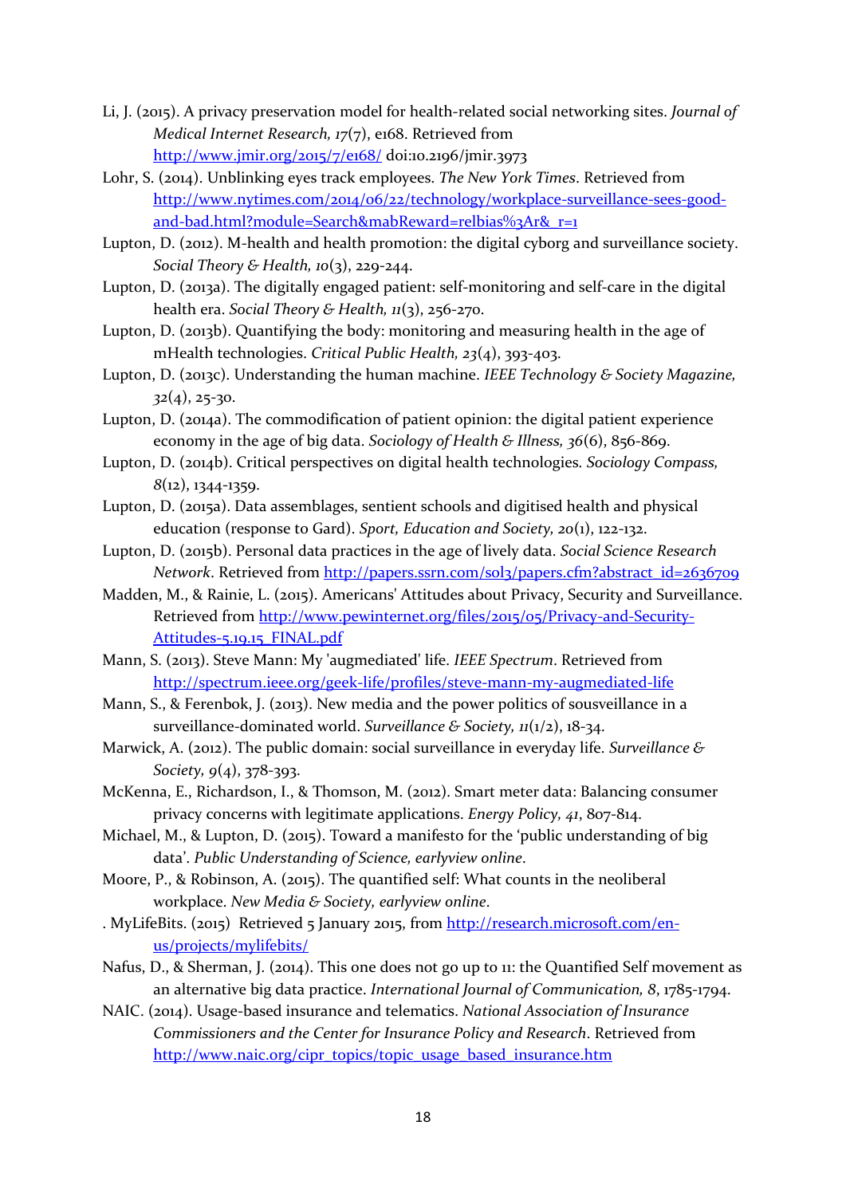Li, J. (2015). A privacy preservation model for health-related social networking sites. *Journal of Medical Internet Research, 17*(7), e168. Retrieved from http://www.jmir.org/2015/7/e168/ doi:10.2196/jmir.3973

Lohr, S. (2014). Unblinking eyes track employees. *The New York Times*. Retrieved from http://www.nytimes.com/2014/06/22/technology/workplace-surveillance-sees-good-and-bad.html?module=Search&mabReward=relbias%3Ar&_r=1

Lupton, D. (2012). M-health and health promotion: the digital cyborg and surveillance society. *Social Theory & Health, 10*(3), 229-244.

Lupton, D. (2013a). The digitally engaged patient: self-monitoring and self-care in the digital health era. *Social Theory & Health, 11*(3), 256-270.

Lupton, D. (2013b). Quantifying the body: monitoring and measuring health in the age of mHealth technologies. *Critical Public Health, 23*(4), 393-403.

Lupton, D. (2013c). Understanding the human machine. *IEEE Technology & Society Magazine, 32*(4), 25-30.

Lupton, D. (2014a). The commodification of patient opinion: the digital patient experience economy in the age of big data. *Sociology of Health & Illness, 36*(6), 856-869.

Lupton, D. (2014b). Critical perspectives on digital health technologies. *Sociology Compass, 8*(12), 1344-1359.

Lupton, D. (2015a). Data assemblages, sentient schools and digitised health and physical education (response to Gard). *Sport, Education and Society, 20*(1), 122-132.

Lupton, D. (2015b). Personal data practices in the age of lively data. *Social Science Research Network*. Retrieved from http://papers.ssrn.com/sol3/papers.cfm?abstract_id=2636709

Madden, M., & Rainie, L. (2015). Americans' Attitudes about Privacy, Security and Surveillance. Retrieved from http://www.pewinternet.org/files/2015/05/Privacy-and-Security-Attitudes-5.19.15_FINAL.pdf

Mann, S. (2013). Steve Mann: My 'augmediated' life. *IEEE Spectrum*. Retrieved from http://spectrum.ieee.org/geek-life/profiles/steve-mann-my-augmediated-life

Mann, S., & Ferenbok, J. (2013). New media and the power politics of sousveillance in a surveillance-dominated world. *Surveillance & Society, 11*(1/2), 18-34.

Marwick, A. (2012). The public domain: social surveillance in everyday life. *Surveillance & Society, 9*(4), 378-393.

McKenna, E., Richardson, I., & Thomson, M. (2012). Smart meter data: Balancing consumer privacy concerns with legitimate applications. *Energy Policy, 41*, 807-814.

Michael, M., & Lupton, D. (2015). Toward a manifesto for the 'public understanding of big data'. *Public Understanding of Science, earlyview online*.

Moore, P., & Robinson, A. (2015). The quantified self: What counts in the neoliberal workplace. *New Media & Society, earlyview online*.

. MyLifeBits. (2015) Retrieved 5 January 2015, from http://research.microsoft.com/en-us/projects/mylifebits/

Nafus, D., & Sherman, J. (2014). This one does not go up to 11: the Quantified Self movement as an alternative big data practice. *International Journal of Communication, 8*, 1785-1794.

NAIC. (2014). Usage-based insurance and telematics. *National Association of Insurance Commissioners and the Center for Insurance Policy and Research*. Retrieved from http://www.naic.org/cipr_topics/topic_usage_based_insurance.htm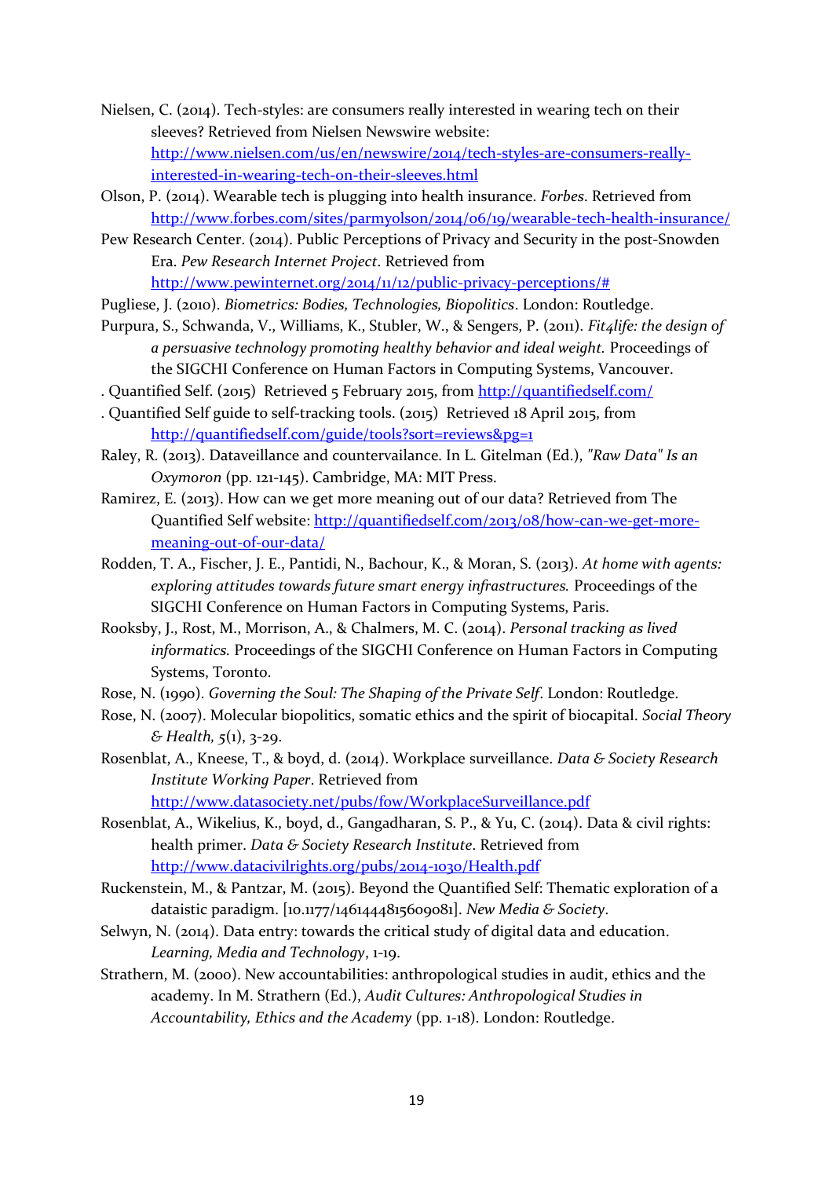Nielsen, C. (2014). Tech-styles: are consumers really interested in wearing tech on their sleeves? Retrieved from Nielsen Newswire website: http://www.nielsen.com/us/en/newswire/2014/tech-styles-are-consumers-really-interested-in-wearing-tech-on-their-sleeves.html

Olson, P. (2014). Wearable tech is plugging into health insurance. *Forbes*. Retrieved from http://www.forbes.com/sites/parmyolson/2014/06/19/wearable-tech-health-insurance/

Pew Research Center. (2014). Public Perceptions of Privacy and Security in the post-Snowden Era. *Pew Research Internet Project*. Retrieved from http://www.pewinternet.org/2014/11/12/public-privacy-perceptions/#

Pugliese, J. (2010). *Biometrics: Bodies, Technologies, Biopolitics*. London: Routledge.

Purpura, S., Schwanda, V., Williams, K., Stubler, W., & Sengers, P. (2011). *Fit4life: the design of a persuasive technology promoting healthy behavior and ideal weight.* Proceedings of the SIGCHI Conference on Human Factors in Computing Systems, Vancouver.

. Quantified Self. (2015) Retrieved 5 February 2015, from http://quantifiedself.com/

. Quantified Self guide to self-tracking tools. (2015) Retrieved 18 April 2015, from http://quantifiedself.com/guide/tools?sort=reviews&pg=1

Raley, R. (2013). Dataveillance and countervailance. In L. Gitelman (Ed.), *"Raw Data" Is an Oxymoron* (pp. 121-145). Cambridge, MA: MIT Press.

Ramirez, E. (2013). How can we get more meaning out of our data? Retrieved from The Quantified Self website: http://quantifiedself.com/2013/08/how-can-we-get-more-meaning-out-of-our-data/

Rodden, T. A., Fischer, J. E., Pantidi, N., Bachour, K., & Moran, S. (2013). *At home with agents: exploring attitudes towards future smart energy infrastructures.* Proceedings of the SIGCHI Conference on Human Factors in Computing Systems, Paris.

Rooksby, J., Rost, M., Morrison, A., & Chalmers, M. C. (2014). *Personal tracking as lived informatics.* Proceedings of the SIGCHI Conference on Human Factors in Computing Systems, Toronto.

Rose, N. (1990). *Governing the Soul: The Shaping of the Private Self*. London: Routledge.

Rose, N. (2007). Molecular biopolitics, somatic ethics and the spirit of biocapital. *Social Theory & Health, 5*(1), 3-29.

Rosenblat, A., Kneese, T., & boyd, d. (2014). Workplace surveillance. *Data & Society Research Institute Working Paper*. Retrieved from http://www.datasociety.net/pubs/fow/WorkplaceSurveillance.pdf

Rosenblat, A., Wikelius, K., boyd, d., Gangadharan, S. P., & Yu, C. (2014). Data & civil rights: health primer. *Data & Society Research Institute*. Retrieved from http://www.datacivilrights.org/pubs/2014-1030/Health.pdf

Ruckenstein, M., & Pantzar, M. (2015). Beyond the Quantified Self: Thematic exploration of a dataistic paradigm. [10.1177/1461444815609081]. *New Media & Society*.

Selwyn, N. (2014). Data entry: towards the critical study of digital data and education. *Learning, Media and Technology*, 1-19.

Strathern, M. (2000). New accountabilities: anthropological studies in audit, ethics and the academy. In M. Strathern (Ed.), *Audit Cultures: Anthropological Studies in Accountability, Ethics and the Academy* (pp. 1-18). London: Routledge.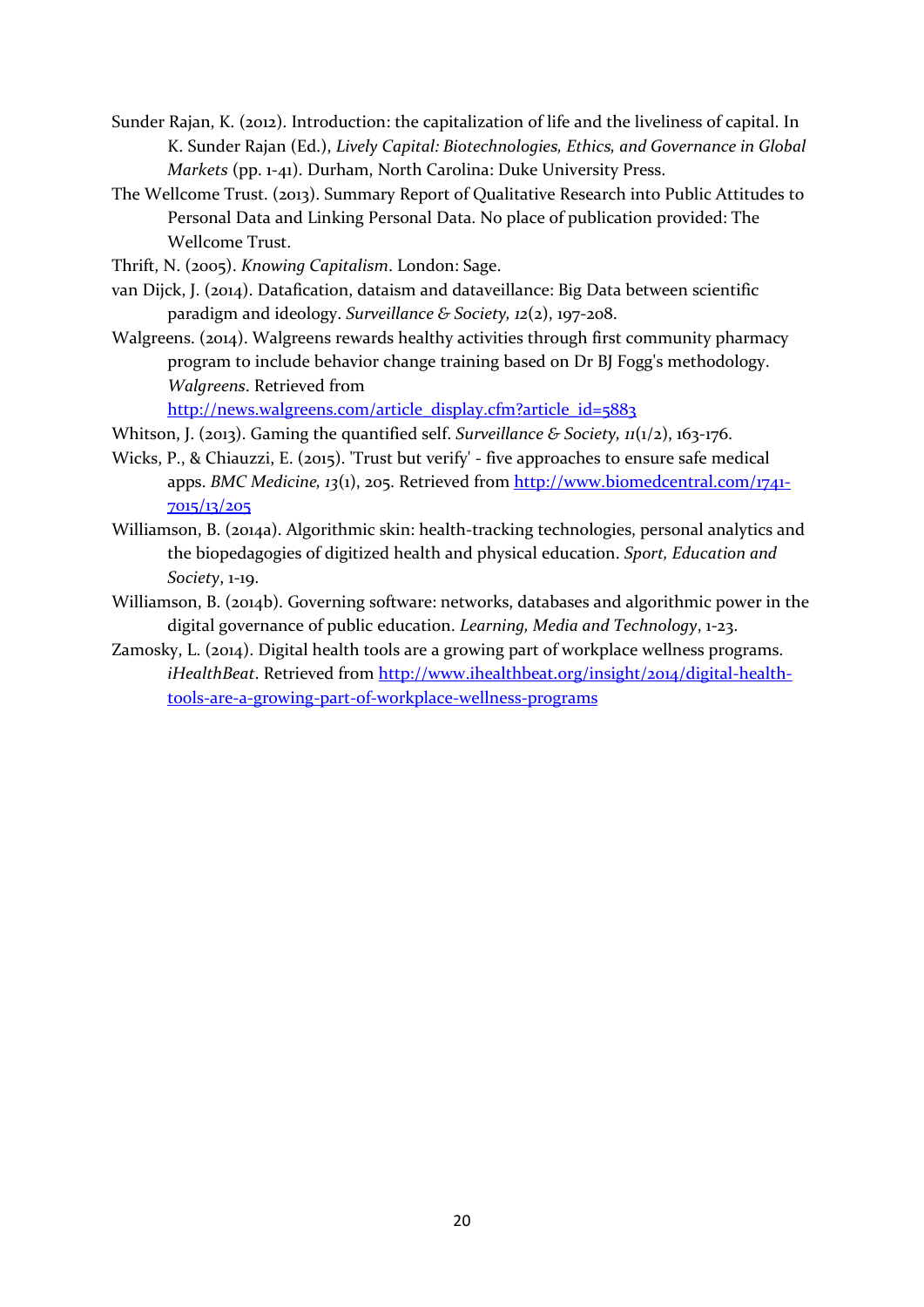Sunder Rajan, K. (2012). Introduction: the capitalization of life and the liveliness of capital. In K. Sunder Rajan (Ed.), *Lively Capital: Biotechnologies, Ethics, and Governance in Global Markets* (pp. 1-41). Durham, North Carolina: Duke University Press.

The Wellcome Trust. (2013). Summary Report of Qualitative Research into Public Attitudes to Personal Data and Linking Personal Data. No place of publication provided: The Wellcome Trust.

Thrift, N. (2005). *Knowing Capitalism*. London: Sage.

van Dijck, J. (2014). Datafication, dataism and dataveillance: Big Data between scientific paradigm and ideology. *Surveillance & Society, 12*(2), 197-208.

Walgreens. (2014). Walgreens rewards healthy activities through first community pharmacy program to include behavior change training based on Dr BJ Fogg's methodology. *Walgreens*. Retrieved from http://news.walgreens.com/article_display.cfm?article_id=5883

Whitson, J. (2013). Gaming the quantified self. *Surveillance & Society, 11*(1/2), 163-176.

Wicks, P., & Chiauzzi, E. (2015). 'Trust but verify' - five approaches to ensure safe medical apps. *BMC Medicine, 13*(1), 205. Retrieved from http://www.biomedcentral.com/1741-7015/13/205

Williamson, B. (2014a). Algorithmic skin: health-tracking technologies, personal analytics and the biopedagogies of digitized health and physical education. *Sport, Education and Society*, 1-19.

Williamson, B. (2014b). Governing software: networks, databases and algorithmic power in the digital governance of public education. *Learning, Media and Technology*, 1-23.

Zamosky, L. (2014). Digital health tools are a growing part of workplace wellness programs. *iHealthBeat*. Retrieved from http://www.ihealthbeat.org/insight/2014/digital-health-tools-are-a-growing-part-of-workplace-wellness-programs